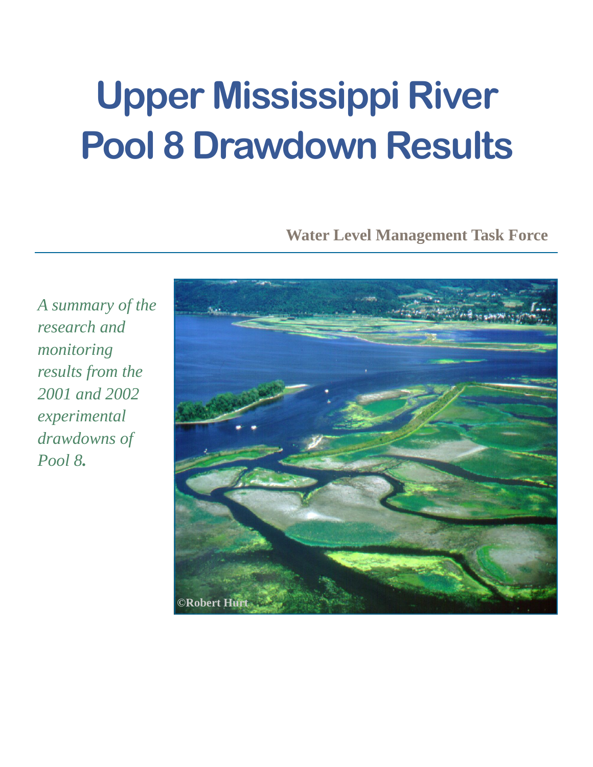# Upper Mississippi River Pool 8 Drawdown Results

**Water Level Management Task Force**

*A summary of the research and monitoring results from the 2001 and 2002 experimental drawdowns of Pool 8.*

©Robert Hurt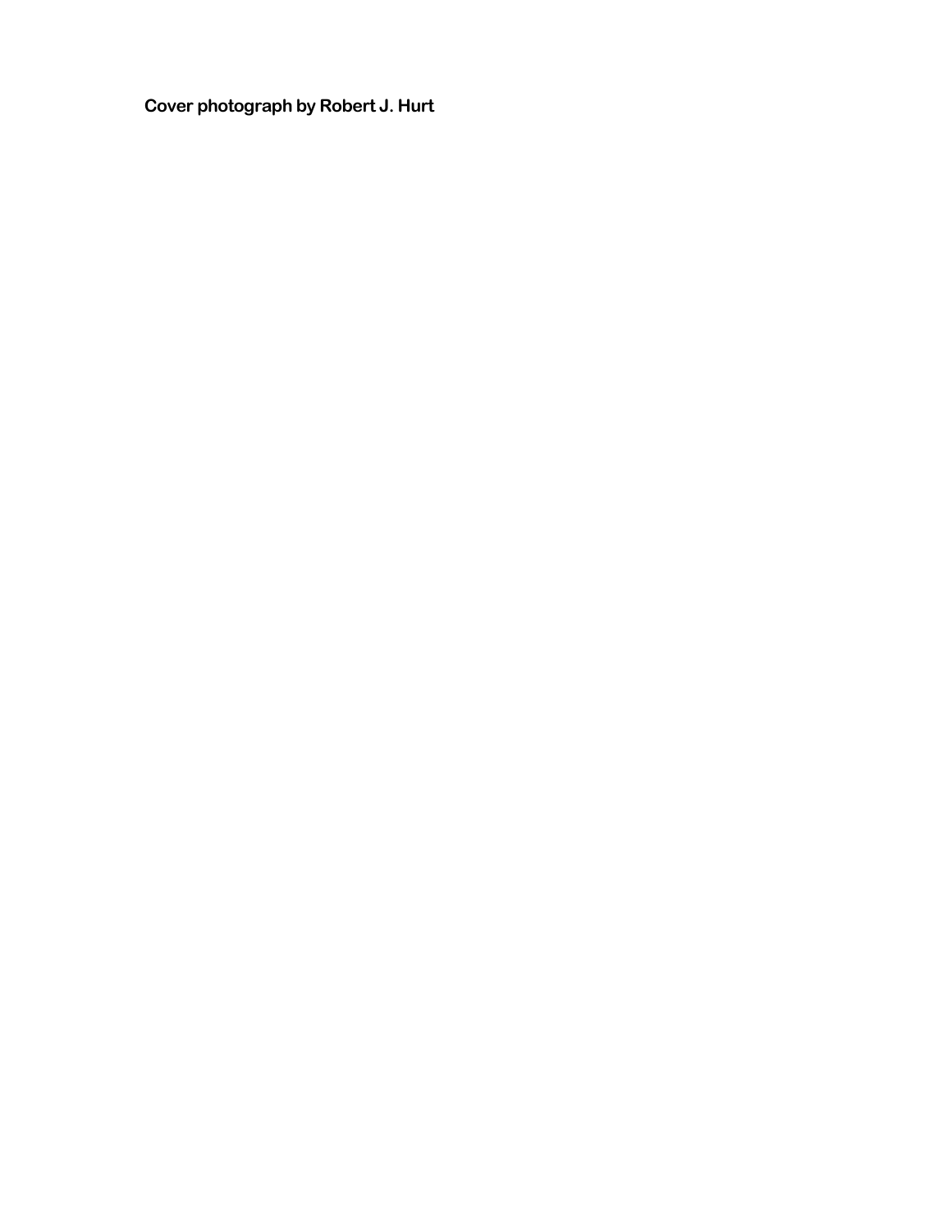**Cover photograph by Robert J. Hurt**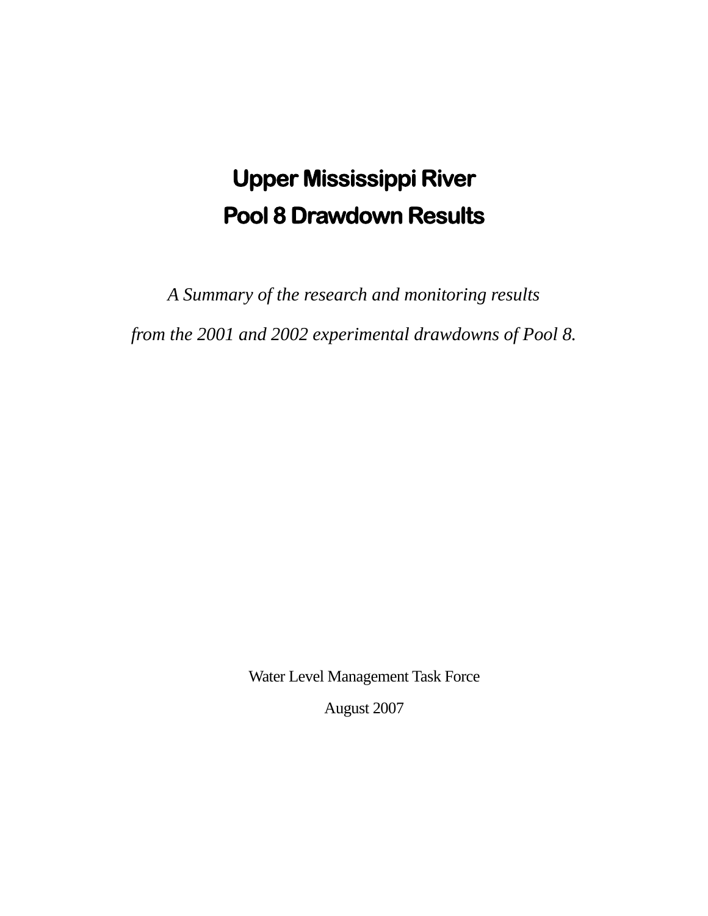# Upper Mississippi River
# Pool 8 Drawdown Results

*A Summary of the research and monitoring results*

*from the 2001 and 2002 experimental drawdowns of Pool 8.*

Water Level Management Task Force

August 2007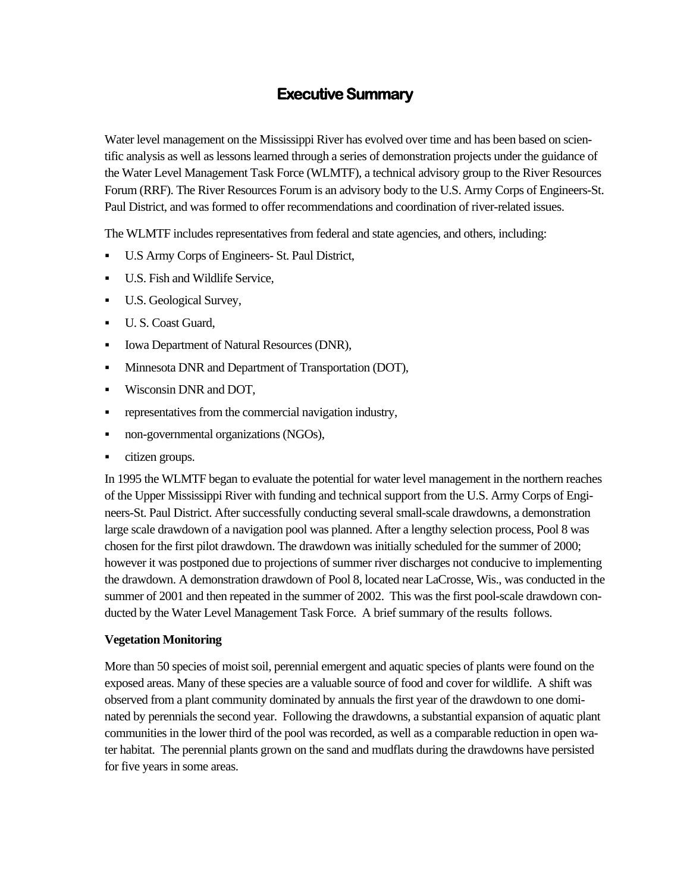# Executive Summary

Water level management on the Mississippi River has evolved over time and has been based on scientific analysis as well as lessons learned through a series of demonstration projects under the guidance of the Water Level Management Task Force (WLMTF), a technical advisory group to the River Resources Forum (RRF). The River Resources Forum is an advisory body to the U.S. Army Corps of Engineers-St. Paul District, and was formed to offer recommendations and coordination of river-related issues.

The WLMTF includes representatives from federal and state agencies, and others, including:

- U.S Army Corps of Engineers- St. Paul District,
- U.S. Fish and Wildlife Service,
- U.S. Geological Survey,
- U. S. Coast Guard,
- Iowa Department of Natural Resources (DNR),
- Minnesota DNR and Department of Transportation (DOT),
- Wisconsin DNR and DOT,
- representatives from the commercial navigation industry,
- non-governmental organizations (NGOs),
- citizen groups.

In 1995 the WLMTF began to evaluate the potential for water level management in the northern reaches of the Upper Mississippi River with funding and technical support from the U.S. Army Corps of Engineers-St. Paul District. After successfully conducting several small-scale drawdowns, a demonstration large scale drawdown of a navigation pool was planned. After a lengthy selection process, Pool 8 was chosen for the first pilot drawdown. The drawdown was initially scheduled for the summer of 2000; however it was postponed due to projections of summer river discharges not conducive to implementing the drawdown. A demonstration drawdown of Pool 8, located near LaCrosse, Wis., was conducted in the summer of 2001 and then repeated in the summer of 2002. This was the first pool-scale drawdown conducted by the Water Level Management Task Force. A brief summary of the results follows.

**Vegetation Monitoring**

More than 50 species of moist soil, perennial emergent and aquatic species of plants were found on the exposed areas. Many of these species are a valuable source of food and cover for wildlife. A shift was observed from a plant community dominated by annuals the first year of the drawdown to one dominated by perennials the second year. Following the drawdowns, a substantial expansion of aquatic plant communities in the lower third of the pool was recorded, as well as a comparable reduction in open water habitat. The perennial plants grown on the sand and mudflats during the drawdowns have persisted for five years in some areas.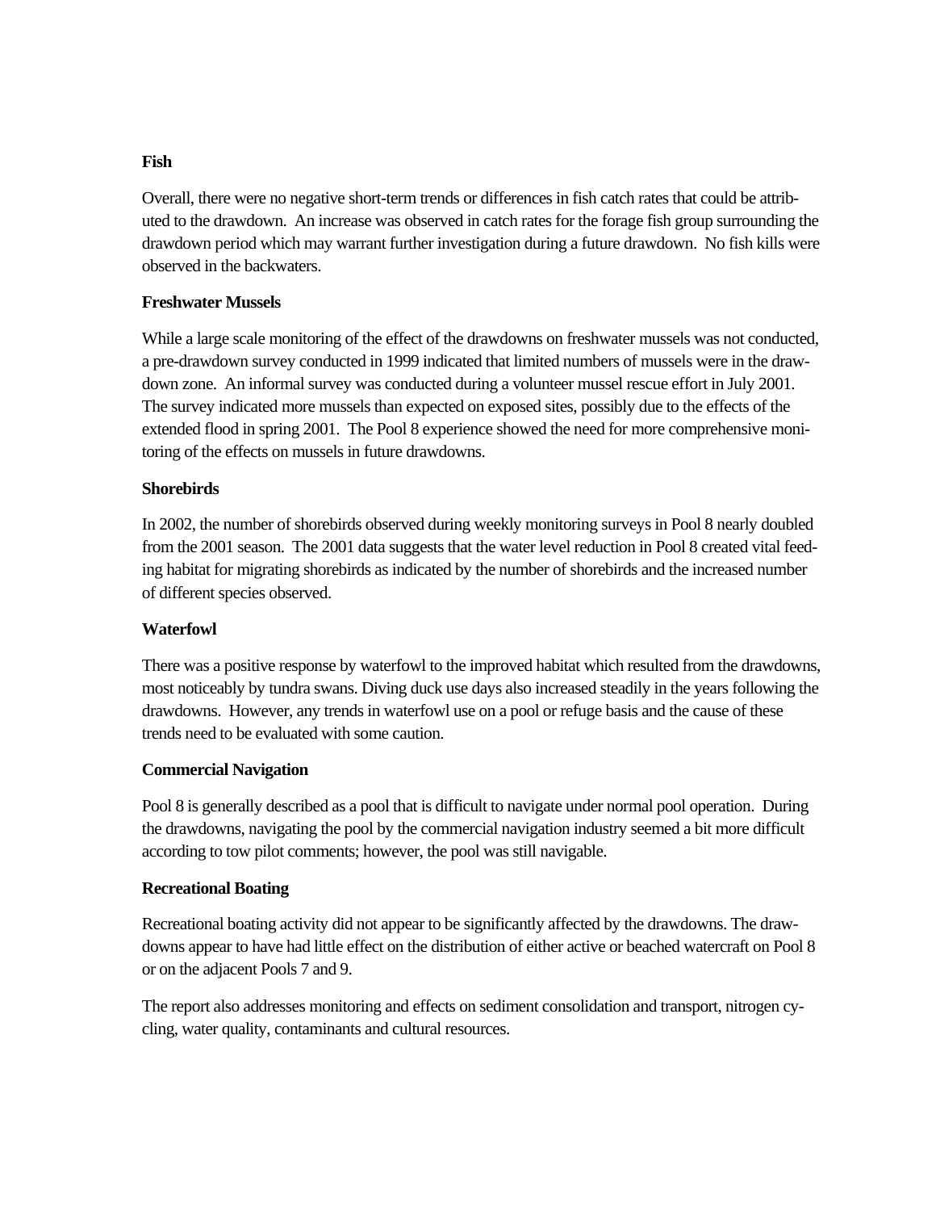**Fish**

Overall, there were no negative short-term trends or differences in fish catch rates that could be attributed to the drawdown. An increase was observed in catch rates for the forage fish group surrounding the drawdown period which may warrant further investigation during a future drawdown. No fish kills were observed in the backwaters.

**Freshwater Mussels**

While a large scale monitoring of the effect of the drawdowns on freshwater mussels was not conducted, a pre-drawdown survey conducted in 1999 indicated that limited numbers of mussels were in the drawdown zone. An informal survey was conducted during a volunteer mussel rescue effort in July 2001. The survey indicated more mussels than expected on exposed sites, possibly due to the effects of the extended flood in spring 2001. The Pool 8 experience showed the need for more comprehensive monitoring of the effects on mussels in future drawdowns.

**Shorebirds**

In 2002, the number of shorebirds observed during weekly monitoring surveys in Pool 8 nearly doubled from the 2001 season. The 2001 data suggests that the water level reduction in Pool 8 created vital feeding habitat for migrating shorebirds as indicated by the number of shorebirds and the increased number of different species observed.

**Waterfowl**

There was a positive response by waterfowl to the improved habitat which resulted from the drawdowns, most noticeably by tundra swans. Diving duck use days also increased steadily in the years following the drawdowns. However, any trends in waterfowl use on a pool or refuge basis and the cause of these trends need to be evaluated with some caution.

**Commercial Navigation**

Pool 8 is generally described as a pool that is difficult to navigate under normal pool operation. During the drawdowns, navigating the pool by the commercial navigation industry seemed a bit more difficult according to tow pilot comments; however, the pool was still navigable.

**Recreational Boating**

Recreational boating activity did not appear to be significantly affected by the drawdowns. The drawdowns appear to have had little effect on the distribution of either active or beached watercraft on Pool 8 or on the adjacent Pools 7 and 9.

The report also addresses monitoring and effects on sediment consolidation and transport, nitrogen cycling, water quality, contaminants and cultural resources.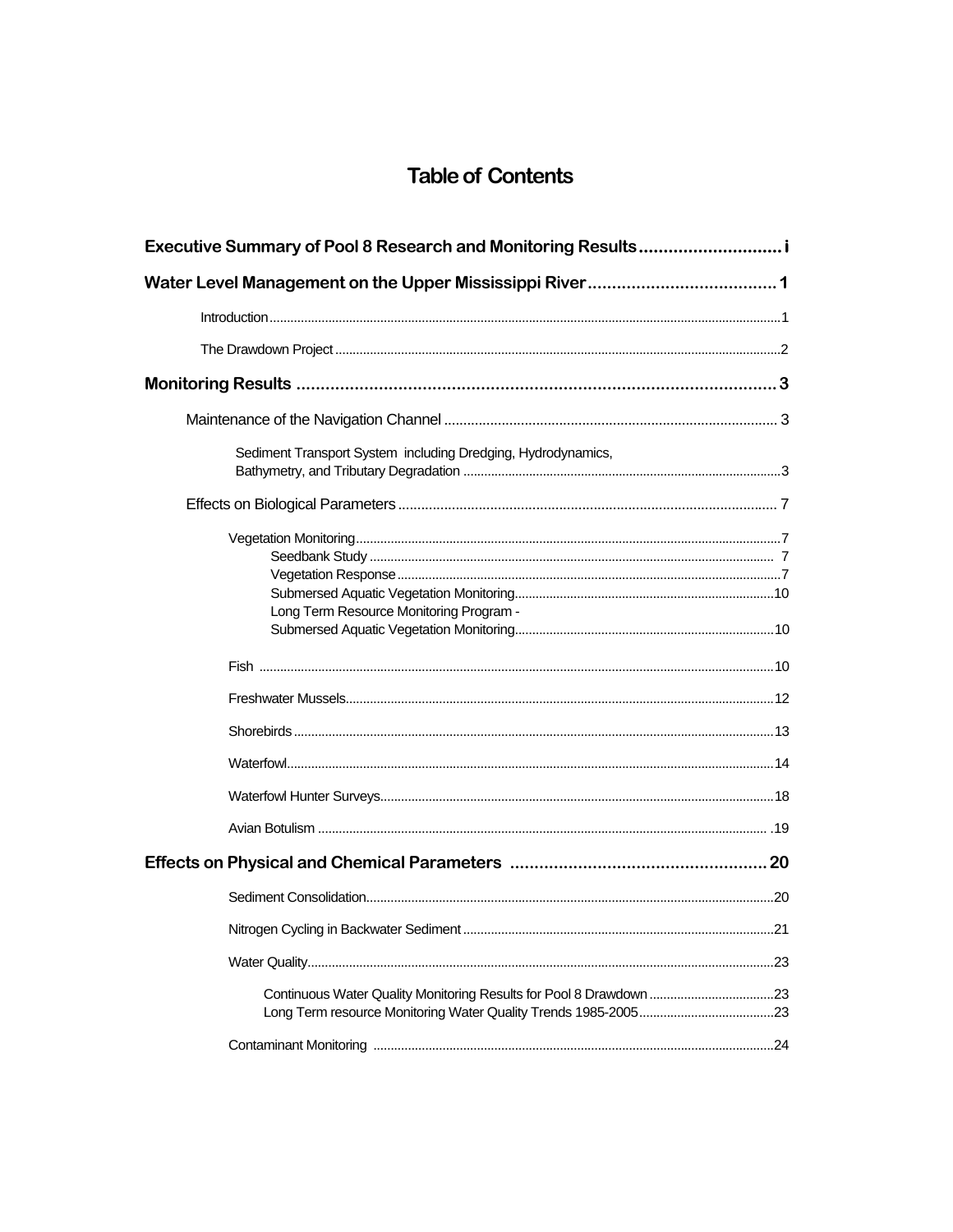# Table of Contents

**Executive Summary of Pool 8 Research and Monitoring Results** ............................. i

**Water Level Management on the Upper Mississippi River** ....................................... 1

- Introduction ............................................................................................................. 1
- The Drawdown Project ............................................................................................. 2

**Monitoring Results** ........................................................................................... 3

- Maintenance of the Navigation Channel ................................................................... 3
  - Sediment Transport System including Dredging, Hydrodynamics, Bathymetry, and Tributary Degradation ................................................................................... 3
- Effects on Biological Parameters .............................................................................. 7
  - Vegetation Monitoring ......................................................................................... 7
    - Seedbank Study ............................................................................................. 7
    - Vegetation Response ...................................................................................... 7
    - Submersed Aquatic Vegetation Monitoring ....................................................... 10
    - Long Term Resource Monitoring Program - Submersed Aquatic Vegetation Monitoring ....................................................... 10
  - Fish ..................................................................................................................... 10
  - Freshwater Mussels ............................................................................................ 12
  - Shorebirds .......................................................................................................... 13
  - Waterfowl ........................................................................................................... 14
  - Waterfowl Hunter Surveys .................................................................................. 18
  - Avian Botulism ................................................................................................... 19

**Effects on Physical and Chemical Parameters** ................................................... 20

- Sediment Consolidation ........................................................................................... 20
- Nitrogen Cycling in Backwater Sediment ................................................................. 21
- Water Quality .......................................................................................................... 23
  - Continuous Water Quality Monitoring Results for Pool 8 Drawdown ..................... 23
  - Long Term resource Monitoring Water Quality Trends 1985-2005 ......................... 23
- Contaminant Monitoring ........................................................................................... 24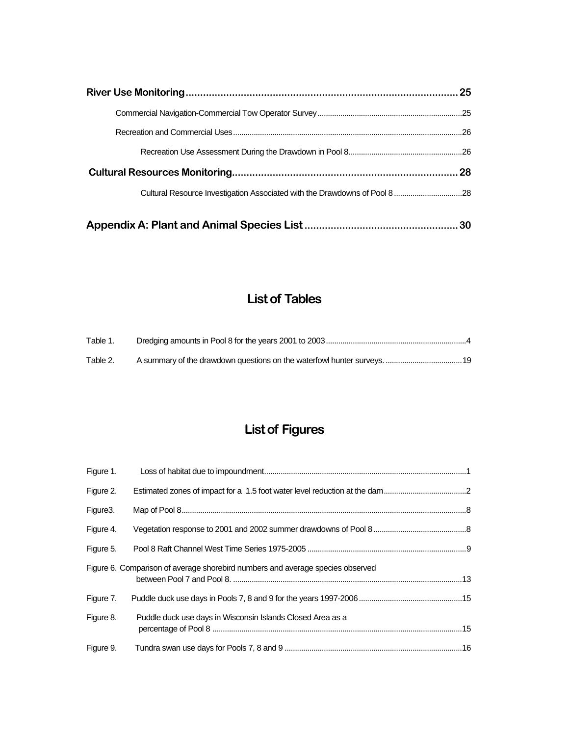**River Use Monitoring** .......... **25**

Commercial Navigation-Commercial Tow Operator Survey .......... 25

Recreation and Commercial Uses .......... 26

Recreation Use Assessment During the Drawdown in Pool 8 .......... 26

**Cultural Resources Monitoring** .......... **28**

Cultural Resource Investigation Associated with the Drawdowns of Pool 8 .......... 28

**Appendix A: Plant and Animal Species List** .......... **30**

## List of Tables

Table 1. Dredging amounts in Pool 8 for the years 2001 to 2003 .......... 4

Table 2. A summary of the drawdown questions on the waterfowl hunter surveys. .......... 19

## List of Figures

Figure 1. Loss of habitat due to impoundment .......... 1

Figure 2. Estimated zones of impact for a 1.5 foot water level reduction at the dam .......... 2

Figure3. Map of Pool 8 .......... 8

Figure 4. Vegetation response to 2001 and 2002 summer drawdowns of Pool 8 .......... 8

Figure 5. Pool 8 Raft Channel West Time Series 1975-2005 .......... 9

Figure 6. Comparison of average shorebird numbers and average species observed between Pool 7 and Pool 8. .......... 13

Figure 7. Puddle duck use days in Pools 7, 8 and 9 for the years 1997-2006 .......... 15

Figure 8. Puddle duck use days in Wisconsin Islands Closed Area as a percentage of Pool 8 .......... 15

Figure 9. Tundra swan use days for Pools 7, 8 and 9 .......... 16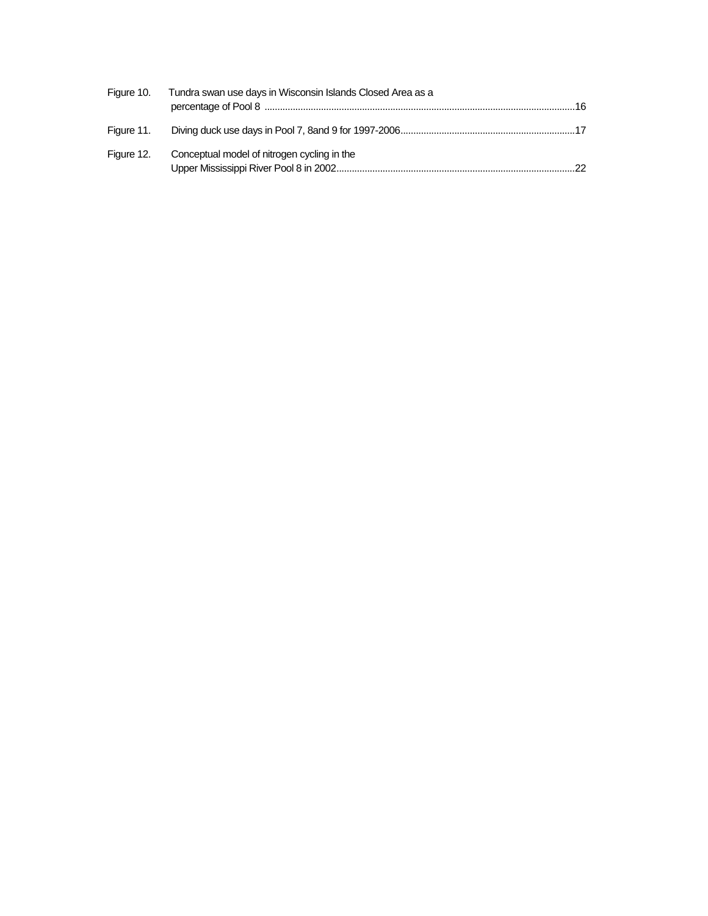Figure 10. Tundra swan use days in Wisconsin Islands Closed Area as a percentage of Pool 8 ........................................................................................................................16

Figure 11. Diving duck use days in Pool 7, 8and 9 for 1997-2006....................................................................17

Figure 12. Conceptual model of nitrogen cycling in the Upper Mississippi River Pool 8 in 2002............................................................................................22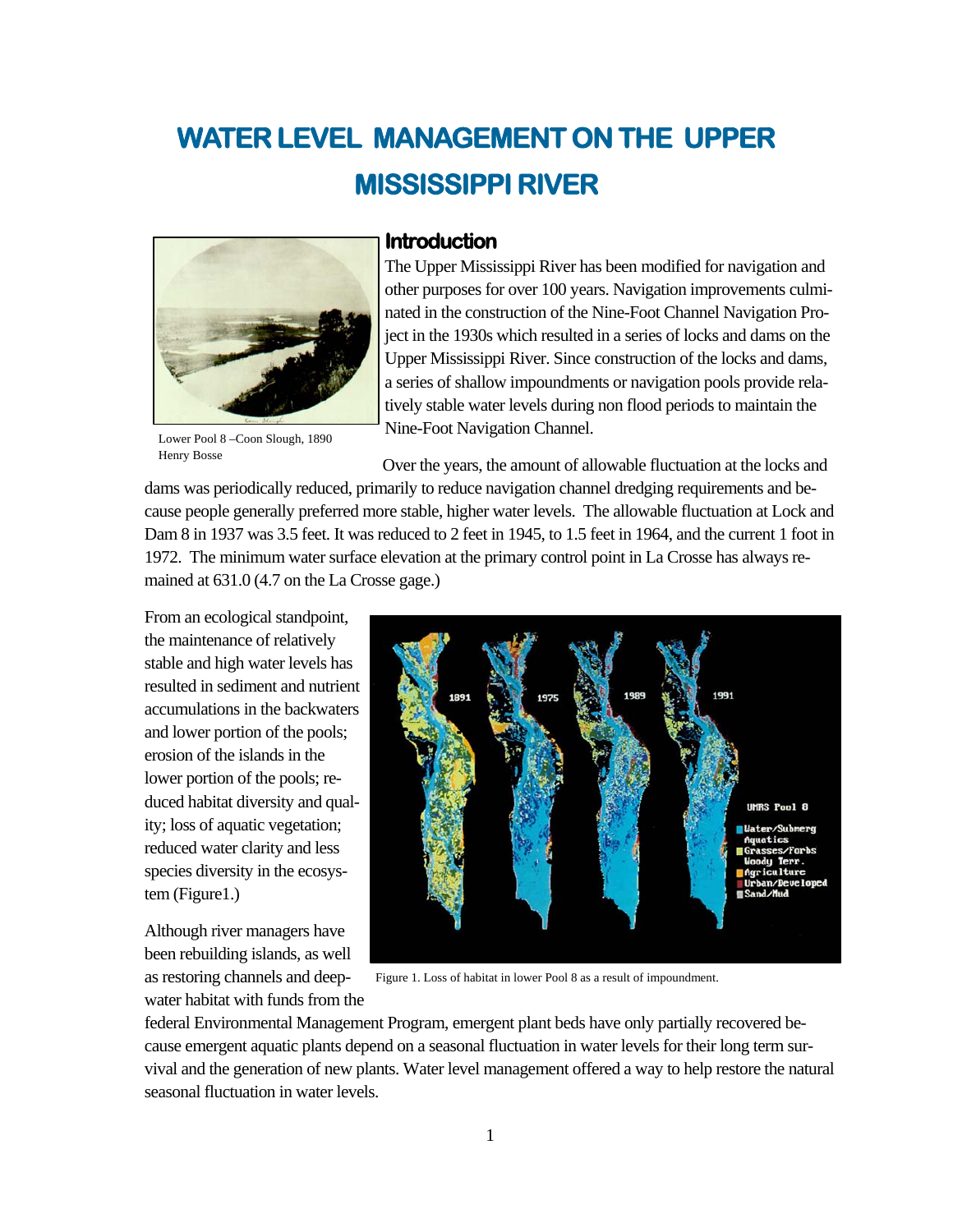# WATER LEVEL MANAGEMENT ON THE UPPER MISSISSIPPI RIVER

Lower Pool 8 –Coon Slough, 1890
Henry Bosse

## Introduction

The Upper Mississippi River has been modified for navigation and other purposes for over 100 years. Navigation improvements culminated in the construction of the Nine-Foot Channel Navigation Project in the 1930s which resulted in a series of locks and dams on the Upper Mississippi River. Since construction of the locks and dams, a series of shallow impoundments or navigation pools provide relatively stable water levels during non flood periods to maintain the Nine-Foot Navigation Channel.

Over the years, the amount of allowable fluctuation at the locks and dams was periodically reduced, primarily to reduce navigation channel dredging requirements and because people generally preferred more stable, higher water levels. The allowable fluctuation at Lock and Dam 8 in 1937 was 3.5 feet. It was reduced to 2 feet in 1945, to 1.5 feet in 1964, and the current 1 foot in 1972. The minimum water surface elevation at the primary control point in La Crosse has always remained at 631.0 (4.7 on the La Crosse gage.)

From an ecological standpoint, the maintenance of relatively stable and high water levels has resulted in sediment and nutrient accumulations in the backwaters and lower portion of the pools; erosion of the islands in the lower portion of the pools; reduced habitat diversity and quality; loss of aquatic vegetation; reduced water clarity and less species diversity in the ecosystem (Figure1.)

Figure 1. Loss of habitat in lower Pool 8 as a result of impoundment.

Although river managers have been rebuilding islands, as well as restoring channels and deepwater habitat with funds from the federal Environmental Management Program, emergent plant beds have only partially recovered because emergent aquatic plants depend on a seasonal fluctuation in water levels for their long term survival and the generation of new plants. Water level management offered a way to help restore the natural seasonal fluctuation in water levels.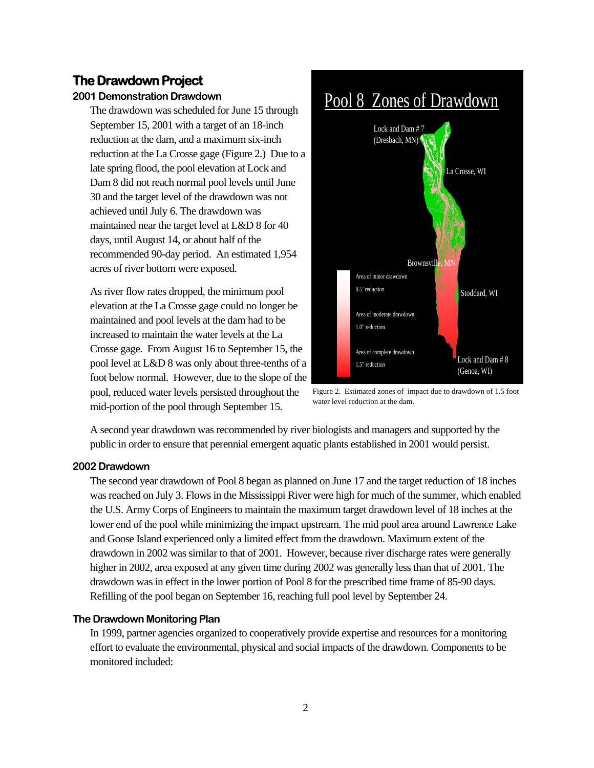## The Drawdown Project

### 2001 Demonstration Drawdown

The drawdown was scheduled for June 15 through September 15, 2001 with a target of an 18-inch reduction at the dam, and a maximum six-inch reduction at the La Crosse gage (Figure 2.) Due to a late spring flood, the pool elevation at Lock and Dam 8 did not reach normal pool levels until June 30 and the target level of the drawdown was not achieved until July 6. The drawdown was maintained near the target level at L&D 8 for 40 days, until August 14, or about half of the recommended 90-day period. An estimated 1,954 acres of river bottom were exposed.

As river flow rates dropped, the minimum pool elevation at the La Crosse gage could no longer be maintained and pool levels at the dam had to be increased to maintain the water levels at the La Crosse gage. From August 16 to September 15, the pool level at L&D 8 was only about three-tenths of a foot below normal. However, due to the slope of the pool, reduced water levels persisted throughout the mid-portion of the pool through September 15.

Pool 8 Zones of Drawdown

Lock and Dam # 7 (Dresbach, MN)

La Crosse, WI

Brownsville, MN

Stoddard, WI

Lock and Dam # 8 (Genoa, WI)

Area of minor drawdown 0.5' reduction

Area of moderate drawdown 1.0" reduction

Area of complete drawdown 1.5" reduction

Figure 2. Estimated zones of impact due to drawdown of 1.5 foot water level reduction at the dam.

A second year drawdown was recommended by river biologists and managers and supported by the public in order to ensure that perennial emergent aquatic plants established in 2001 would persist.

### 2002 Drawdown

The second year drawdown of Pool 8 began as planned on June 17 and the target reduction of 18 inches was reached on July 3. Flows in the Mississippi River were high for much of the summer, which enabled the U.S. Army Corps of Engineers to maintain the maximum target drawdown level of 18 inches at the lower end of the pool while minimizing the impact upstream. The mid pool area around Lawrence Lake and Goose Island experienced only a limited effect from the drawdown. Maximum extent of the drawdown in 2002 was similar to that of 2001. However, because river discharge rates were generally higher in 2002, area exposed at any given time during 2002 was generally less than that of 2001. The drawdown was in effect in the lower portion of Pool 8 for the prescribed time frame of 85-90 days. Refilling of the pool began on September 16, reaching full pool level by September 24.

### The Drawdown Monitoring Plan

In 1999, partner agencies organized to cooperatively provide expertise and resources for a monitoring effort to evaluate the environmental, physical and social impacts of the drawdown. Components to be monitored included: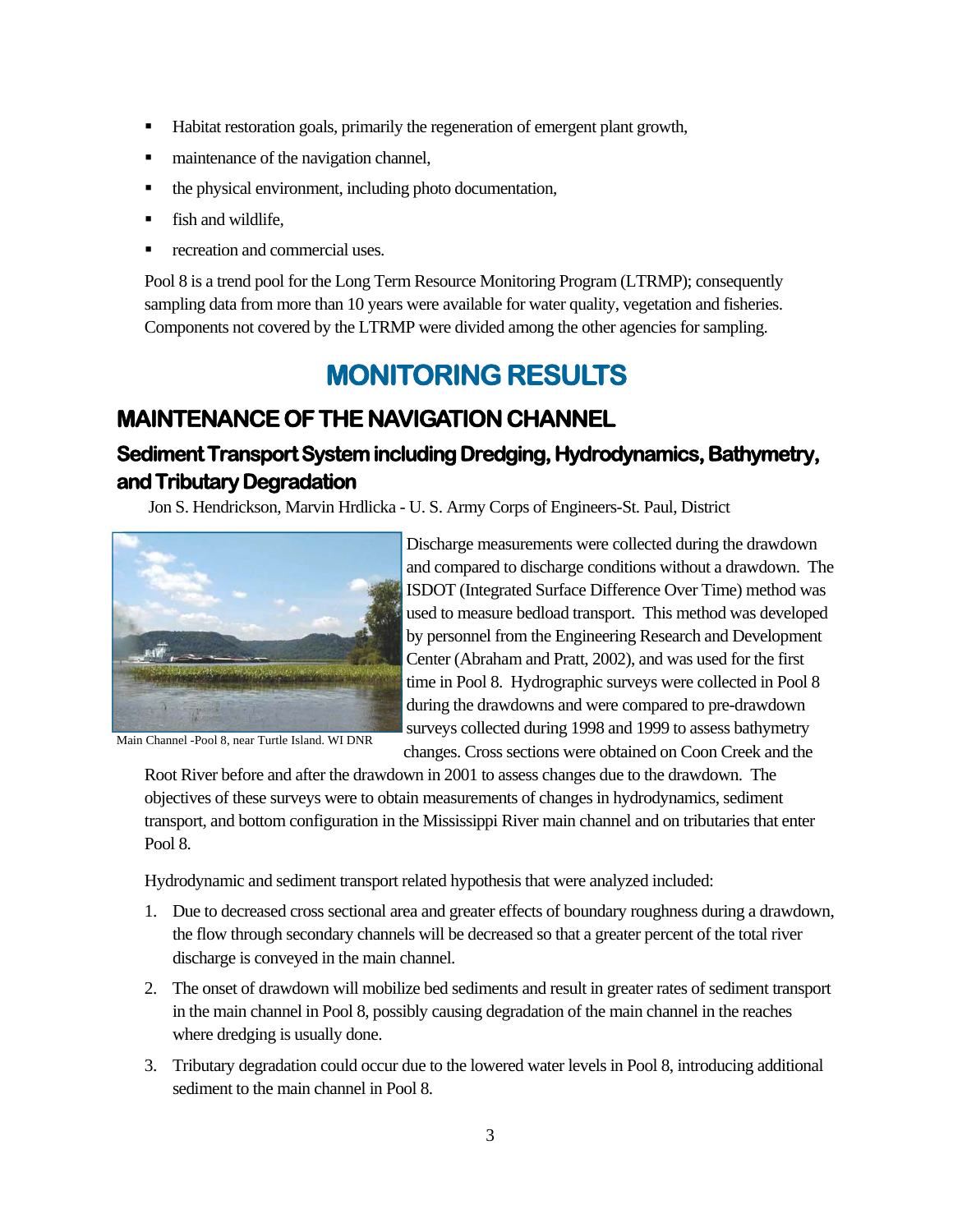- Habitat restoration goals, primarily the regeneration of emergent plant growth,
- maintenance of the navigation channel,
- the physical environment, including photo documentation,
- fish and wildlife,
- recreation and commercial uses.

Pool 8 is a trend pool for the Long Term Resource Monitoring Program (LTRMP); consequently sampling data from more than 10 years were available for water quality, vegetation and fisheries. Components not covered by the LTRMP were divided among the other agencies for sampling.

# MONITORING RESULTS

## MAINTENANCE OF THE NAVIGATION CHANNEL

### Sediment Transport System including Dredging, Hydrodynamics, Bathymetry, and Tributary Degradation

Jon S. Hendrickson, Marvin Hrdlicka - U. S. Army Corps of Engineers-St. Paul, District

Main Channel -Pool 8, near Turtle Island. WI DNR

Discharge measurements were collected during the drawdown and compared to discharge conditions without a drawdown. The ISDOT (Integrated Surface Difference Over Time) method was used to measure bedload transport. This method was developed by personnel from the Engineering Research and Development Center (Abraham and Pratt, 2002), and was used for the first time in Pool 8. Hydrographic surveys were collected in Pool 8 during the drawdowns and were compared to pre-drawdown surveys collected during 1998 and 1999 to assess bathymetry changes. Cross sections were obtained on Coon Creek and the Root River before and after the drawdown in 2001 to assess changes due to the drawdown. The objectives of these surveys were to obtain measurements of changes in hydrodynamics, sediment transport, and bottom configuration in the Mississippi River main channel and on tributaries that enter Pool 8.

Hydrodynamic and sediment transport related hypothesis that were analyzed included:

1. Due to decreased cross sectional area and greater effects of boundary roughness during a drawdown, the flow through secondary channels will be decreased so that a greater percent of the total river discharge is conveyed in the main channel.
2. The onset of drawdown will mobilize bed sediments and result in greater rates of sediment transport in the main channel in Pool 8, possibly causing degradation of the main channel in the reaches where dredging is usually done.
3. Tributary degradation could occur due to the lowered water levels in Pool 8, introducing additional sediment to the main channel in Pool 8.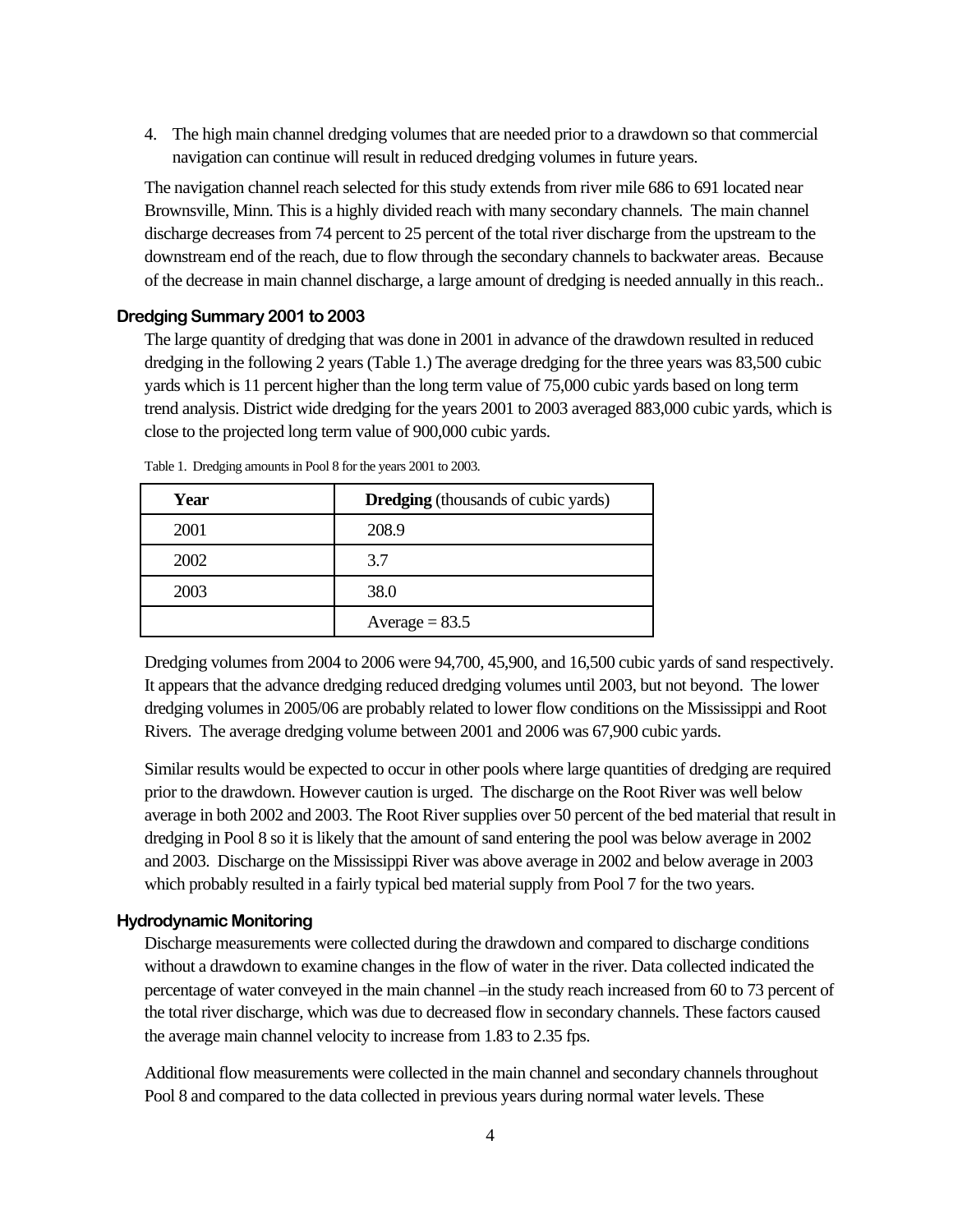4. The high main channel dredging volumes that are needed prior to a drawdown so that commercial navigation can continue will result in reduced dredging volumes in future years.

The navigation channel reach selected for this study extends from river mile 686 to 691 located near Brownsville, Minn. This is a highly divided reach with many secondary channels. The main channel discharge decreases from 74 percent to 25 percent of the total river discharge from the upstream to the downstream end of the reach, due to flow through the secondary channels to backwater areas. Because of the decrease in main channel discharge, a large amount of dredging is needed annually in this reach..

### Dredging Summary 2001 to 2003

The large quantity of dredging that was done in 2001 in advance of the drawdown resulted in reduced dredging in the following 2 years (Table 1.) The average dredging for the three years was 83,500 cubic yards which is 11 percent higher than the long term value of 75,000 cubic yards based on long term trend analysis. District wide dredging for the years 2001 to 2003 averaged 883,000 cubic yards, which is close to the projected long term value of 900,000 cubic yards.

Table 1. Dredging amounts in Pool 8 for the years 2001 to 2003.

| **Year** | **Dredging** (thousands of cubic yards) |
|---|---|
| 2001 | 208.9 |
| 2002 | 3.7 |
| 2003 | 38.0 |
| | Average = 83.5 |

Dredging volumes from 2004 to 2006 were 94,700, 45,900, and 16,500 cubic yards of sand respectively. It appears that the advance dredging reduced dredging volumes until 2003, but not beyond. The lower dredging volumes in 2005/06 are probably related to lower flow conditions on the Mississippi and Root Rivers. The average dredging volume between 2001 and 2006 was 67,900 cubic yards.

Similar results would be expected to occur in other pools where large quantities of dredging are required prior to the drawdown. However caution is urged. The discharge on the Root River was well below average in both 2002 and 2003. The Root River supplies over 50 percent of the bed material that result in dredging in Pool 8 so it is likely that the amount of sand entering the pool was below average in 2002 and 2003. Discharge on the Mississippi River was above average in 2002 and below average in 2003 which probably resulted in a fairly typical bed material supply from Pool 7 for the two years.

### Hydrodynamic Monitoring

Discharge measurements were collected during the drawdown and compared to discharge conditions without a drawdown to examine changes in the flow of water in the river. Data collected indicated the percentage of water conveyed in the main channel –in the study reach increased from 60 to 73 percent of the total river discharge, which was due to decreased flow in secondary channels. These factors caused the average main channel velocity to increase from 1.83 to 2.35 fps.

Additional flow measurements were collected in the main channel and secondary channels throughout Pool 8 and compared to the data collected in previous years during normal water levels. These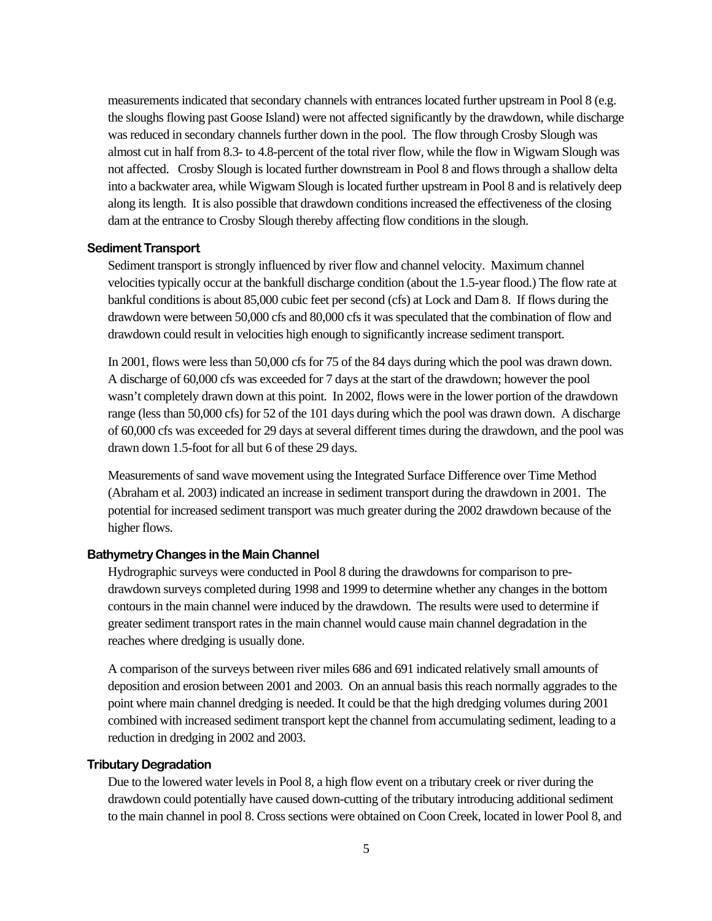measurements indicated that secondary channels with entrances located further upstream in Pool 8 (e.g. the sloughs flowing past Goose Island) were not affected significantly by the drawdown, while discharge was reduced in secondary channels further down in the pool. The flow through Crosby Slough was almost cut in half from 8.3- to 4.8-percent of the total river flow, while the flow in Wigwam Slough was not affected. Crosby Slough is located further downstream in Pool 8 and flows through a shallow delta into a backwater area, while Wigwam Slough is located further upstream in Pool 8 and is relatively deep along its length. It is also possible that drawdown conditions increased the effectiveness of the closing dam at the entrance to Crosby Slough thereby affecting flow conditions in the slough.

### Sediment Transport

Sediment transport is strongly influenced by river flow and channel velocity. Maximum channel velocities typically occur at the bankfull discharge condition (about the 1.5-year flood.) The flow rate at bankful conditions is about 85,000 cubic feet per second (cfs) at Lock and Dam 8. If flows during the drawdown were between 50,000 cfs and 80,000 cfs it was speculated that the combination of flow and drawdown could result in velocities high enough to significantly increase sediment transport.

In 2001, flows were less than 50,000 cfs for 75 of the 84 days during which the pool was drawn down. A discharge of 60,000 cfs was exceeded for 7 days at the start of the drawdown; however the pool wasn't completely drawn down at this point. In 2002, flows were in the lower portion of the drawdown range (less than 50,000 cfs) for 52 of the 101 days during which the pool was drawn down. A discharge of 60,000 cfs was exceeded for 29 days at several different times during the drawdown, and the pool was drawn down 1.5-foot for all but 6 of these 29 days.

Measurements of sand wave movement using the Integrated Surface Difference over Time Method (Abraham et al. 2003) indicated an increase in sediment transport during the drawdown in 2001. The potential for increased sediment transport was much greater during the 2002 drawdown because of the higher flows.

### Bathymetry Changes in the Main Channel

Hydrographic surveys were conducted in Pool 8 during the drawdowns for comparison to pre-drawdown surveys completed during 1998 and 1999 to determine whether any changes in the bottom contours in the main channel were induced by the drawdown. The results were used to determine if greater sediment transport rates in the main channel would cause main channel degradation in the reaches where dredging is usually done.

A comparison of the surveys between river miles 686 and 691 indicated relatively small amounts of deposition and erosion between 2001 and 2003. On an annual basis this reach normally aggrades to the point where main channel dredging is needed. It could be that the high dredging volumes during 2001 combined with increased sediment transport kept the channel from accumulating sediment, leading to a reduction in dredging in 2002 and 2003.

### Tributary Degradation

Due to the lowered water levels in Pool 8, a high flow event on a tributary creek or river during the drawdown could potentially have caused down-cutting of the tributary introducing additional sediment to the main channel in pool 8. Cross sections were obtained on Coon Creek, located in lower Pool 8, and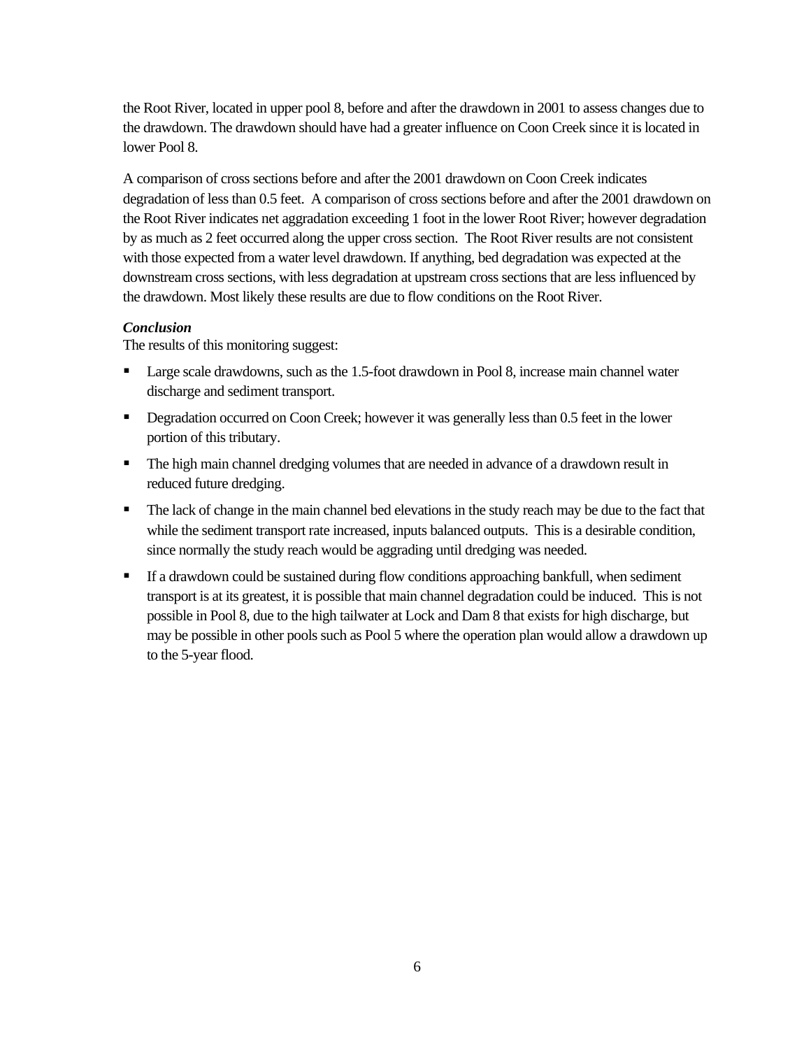the Root River, located in upper pool 8, before and after the drawdown in 2001 to assess changes due to the drawdown. The drawdown should have had a greater influence on Coon Creek since it is located in lower Pool 8.

A comparison of cross sections before and after the 2001 drawdown on Coon Creek indicates degradation of less than 0.5 feet. A comparison of cross sections before and after the 2001 drawdown on the Root River indicates net aggradation exceeding 1 foot in the lower Root River; however degradation by as much as 2 feet occurred along the upper cross section. The Root River results are not consistent with those expected from a water level drawdown. If anything, bed degradation was expected at the downstream cross sections, with less degradation at upstream cross sections that are less influenced by the drawdown. Most likely these results are due to flow conditions on the Root River.

***Conclusion***

The results of this monitoring suggest:

- Large scale drawdowns, such as the 1.5-foot drawdown in Pool 8, increase main channel water discharge and sediment transport.
- Degradation occurred on Coon Creek; however it was generally less than 0.5 feet in the lower portion of this tributary.
- The high main channel dredging volumes that are needed in advance of a drawdown result in reduced future dredging.
- The lack of change in the main channel bed elevations in the study reach may be due to the fact that while the sediment transport rate increased, inputs balanced outputs. This is a desirable condition, since normally the study reach would be aggrading until dredging was needed.
- If a drawdown could be sustained during flow conditions approaching bankfull, when sediment transport is at its greatest, it is possible that main channel degradation could be induced. This is not possible in Pool 8, due to the high tailwater at Lock and Dam 8 that exists for high discharge, but may be possible in other pools such as Pool 5 where the operation plan would allow a drawdown up to the 5-year flood.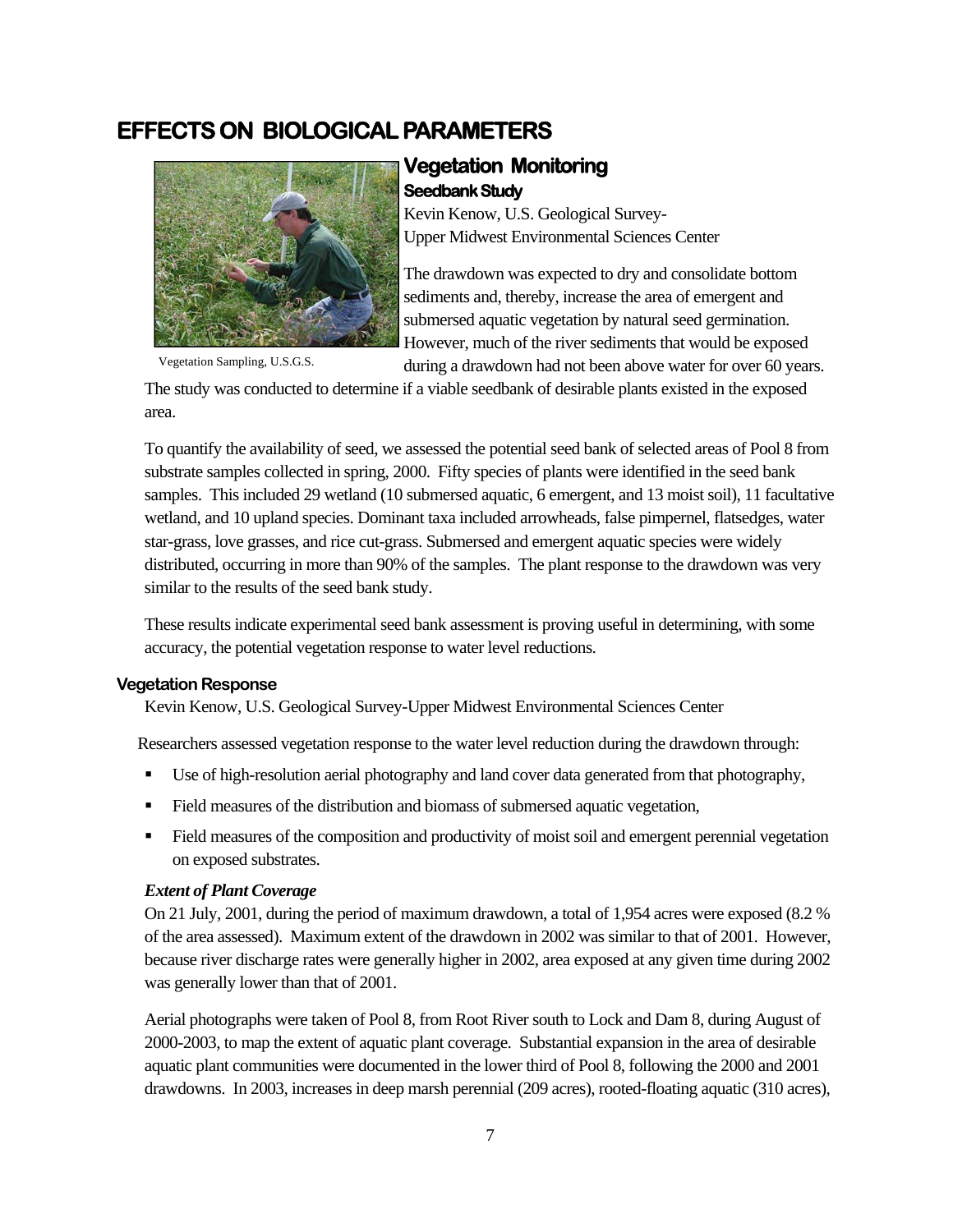# EFFECTS ON BIOLOGICAL PARAMETERS

## Vegetation Monitoring

### Seedbank Study

Kevin Kenow, U.S. Geological Survey-
Upper Midwest Environmental Sciences Center

Vegetation Sampling, U.S.G.S.

The drawdown was expected to dry and consolidate bottom sediments and, thereby, increase the area of emergent and submersed aquatic vegetation by natural seed germination. However, much of the river sediments that would be exposed during a drawdown had not been above water for over 60 years. The study was conducted to determine if a viable seedbank of desirable plants existed in the exposed area.

To quantify the availability of seed, we assessed the potential seed bank of selected areas of Pool 8 from substrate samples collected in spring, 2000. Fifty species of plants were identified in the seed bank samples. This included 29 wetland (10 submersed aquatic, 6 emergent, and 13 moist soil), 11 facultative wetland, and 10 upland species. Dominant taxa included arrowheads, false pimpernel, flatsedges, water star-grass, love grasses, and rice cut-grass. Submersed and emergent aquatic species were widely distributed, occurring in more than 90% of the samples. The plant response to the drawdown was very similar to the results of the seed bank study.

These results indicate experimental seed bank assessment is proving useful in determining, with some accuracy, the potential vegetation response to water level reductions.

### Vegetation Response

Kevin Kenow, U.S. Geological Survey-Upper Midwest Environmental Sciences Center

Researchers assessed vegetation response to the water level reduction during the drawdown through:

- Use of high-resolution aerial photography and land cover data generated from that photography,
- Field measures of the distribution and biomass of submersed aquatic vegetation,
- Field measures of the composition and productivity of moist soil and emergent perennial vegetation on exposed substrates.

***Extent of Plant Coverage***

On 21 July, 2001, during the period of maximum drawdown, a total of 1,954 acres were exposed (8.2 % of the area assessed). Maximum extent of the drawdown in 2002 was similar to that of 2001. However, because river discharge rates were generally higher in 2002, area exposed at any given time during 2002 was generally lower than that of 2001.

Aerial photographs were taken of Pool 8, from Root River south to Lock and Dam 8, during August of 2000-2003, to map the extent of aquatic plant coverage. Substantial expansion in the area of desirable aquatic plant communities were documented in the lower third of Pool 8, following the 2000 and 2001 drawdowns. In 2003, increases in deep marsh perennial (209 acres), rooted-floating aquatic (310 acres),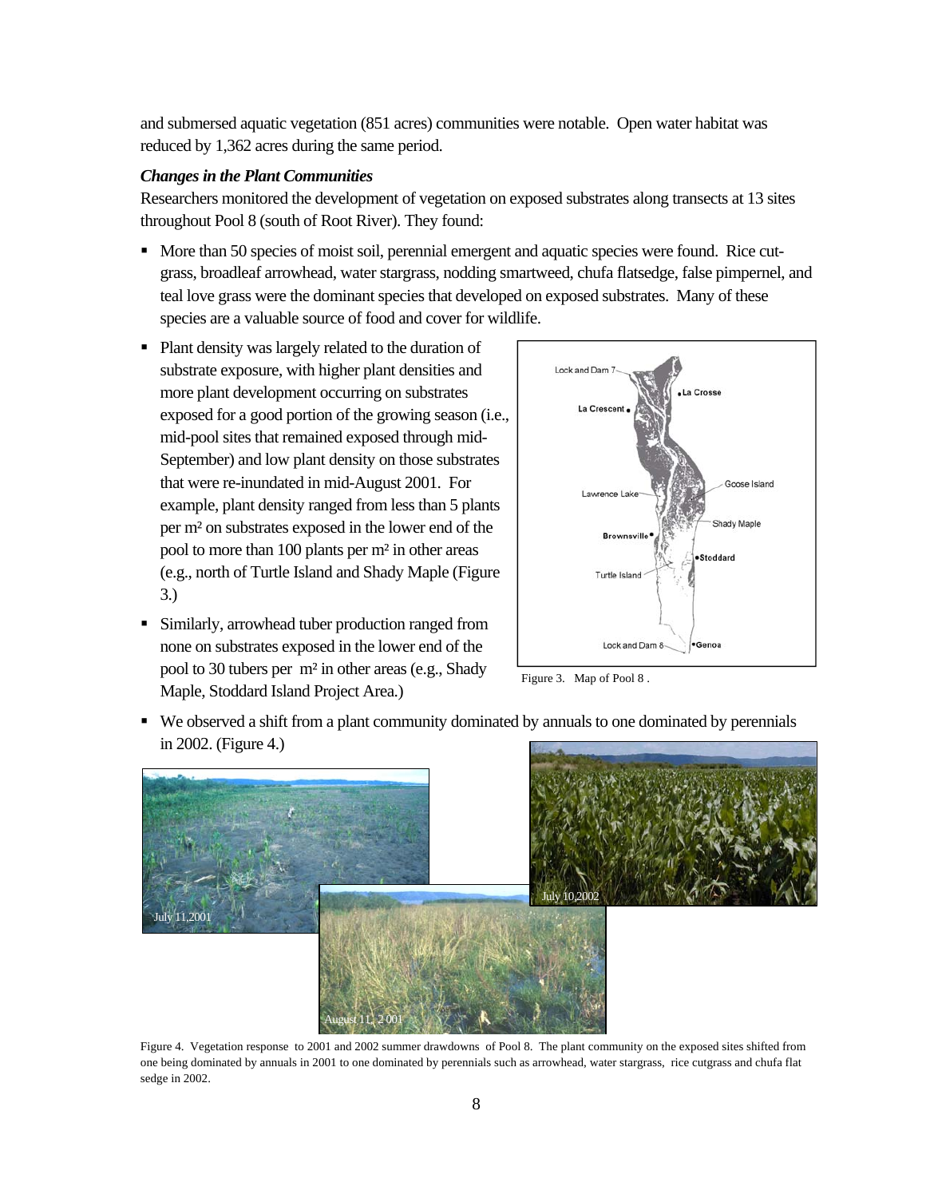and submersed aquatic vegetation (851 acres) communities were notable. Open water habitat was reduced by 1,362 acres during the same period.

***Changes in the Plant Communities***

Researchers monitored the development of vegetation on exposed substrates along transects at 13 sites throughout Pool 8 (south of Root River). They found:

- More than 50 species of moist soil, perennial emergent and aquatic species were found. Rice cut-grass, broadleaf arrowhead, water stargrass, nodding smartweed, chufa flatsedge, false pimpernel, and teal love grass were the dominant species that developed on exposed substrates. Many of these species are a valuable source of food and cover for wildlife.
- Plant density was largely related to the duration of substrate exposure, with higher plant densities and more plant development occurring on substrates exposed for a good portion of the growing season (i.e., mid-pool sites that remained exposed through mid-September) and low plant density on those substrates that were re-inundated in mid-August 2001. For example, plant density ranged from less than 5 plants per m² on substrates exposed in the lower end of the pool to more than 100 plants per m² in other areas (e.g., north of Turtle Island and Shady Maple (Figure 3.)
- Similarly, arrowhead tuber production ranged from none on substrates exposed in the lower end of the pool to 30 tubers per m² in other areas (e.g., Shady Maple, Stoddard Island Project Area.)

Figure 3. Map of Pool 8 .

- We observed a shift from a plant community dominated by annuals to one dominated by perennials in 2002. (Figure 4.)

Figure 4. Vegetation response to 2001 and 2002 summer drawdowns of Pool 8. The plant community on the exposed sites shifted from one being dominated by annuals in 2001 to one dominated by perennials such as arrowhead, water stargrass, rice cutgrass and chufa flat sedge in 2002.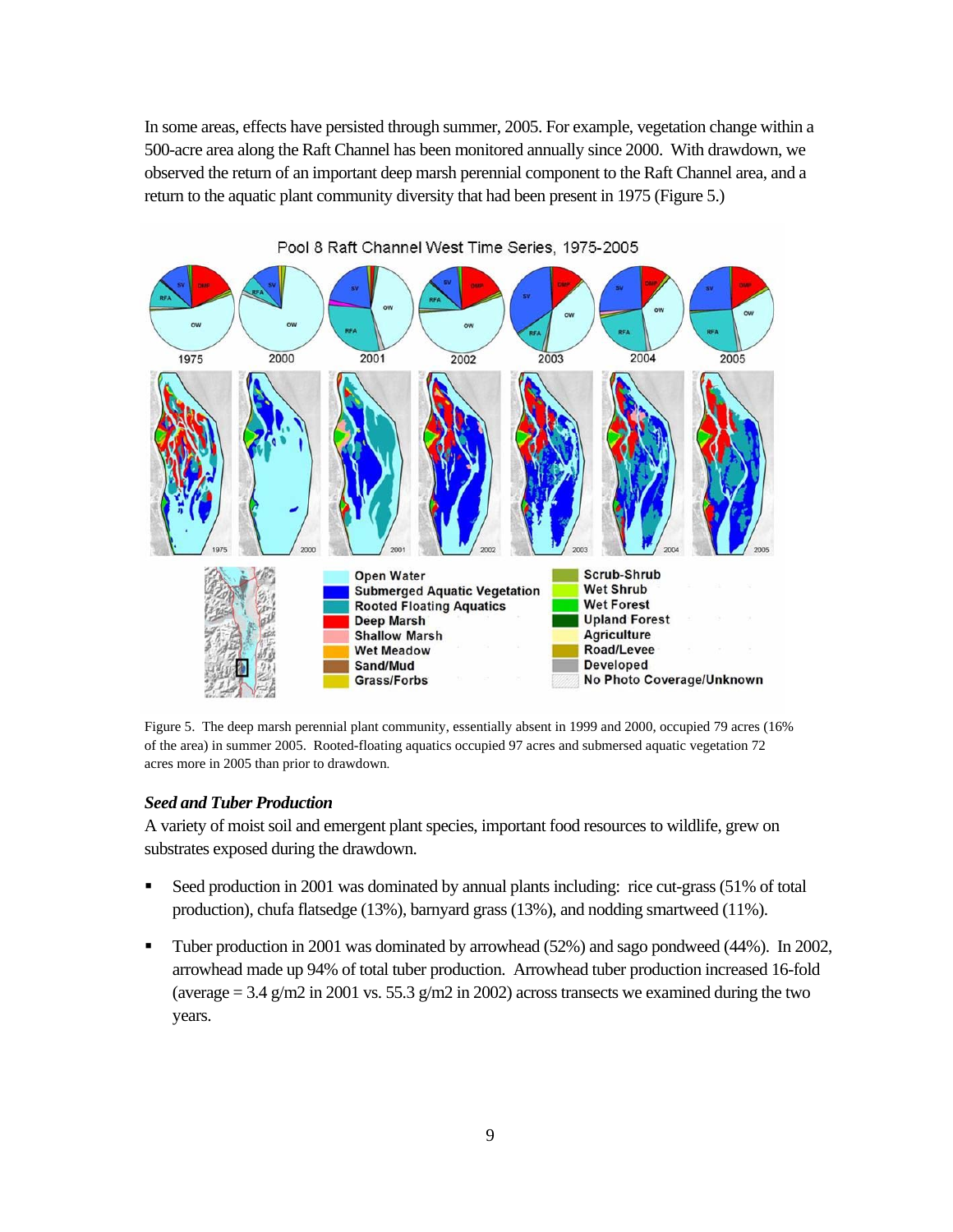In some areas, effects have persisted through summer, 2005. For example, vegetation change within a 500-acre area along the Raft Channel has been monitored annually since 2000. With drawdown, we observed the return of an important deep marsh perennial component to the Raft Channel area, and a return to the aquatic plant community diversity that had been present in 1975 (Figure 5.)

Figure 5. The deep marsh perennial plant community, essentially absent in 1999 and 2000, occupied 79 acres (16% of the area) in summer 2005. Rooted-floating aquatics occupied 97 acres and submersed aquatic vegetation 72 acres more in 2005 than prior to drawdown.

### *Seed and Tuber Production*

A variety of moist soil and emergent plant species, important food resources to wildlife, grew on substrates exposed during the drawdown.

- Seed production in 2001 was dominated by annual plants including: rice cut-grass (51% of total production), chufa flatsedge (13%), barnyard grass (13%), and nodding smartweed (11%).
- Tuber production in 2001 was dominated by arrowhead (52%) and sago pondweed (44%). In 2002, arrowhead made up 94% of total tuber production. Arrowhead tuber production increased 16-fold (average = 3.4 g/m2 in 2001 vs. 55.3 g/m2 in 2002) across transects we examined during the two years.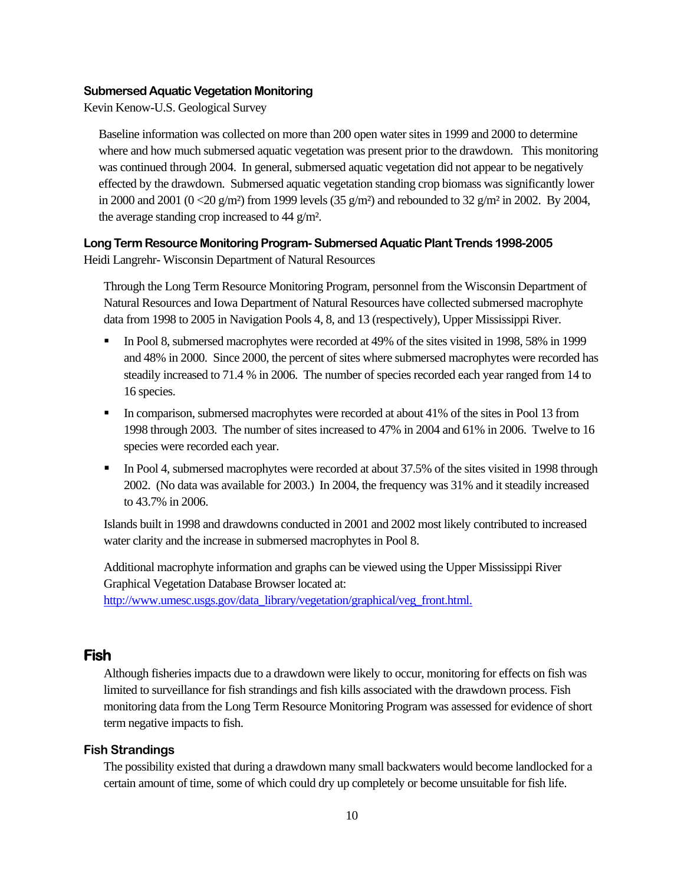### Submersed Aquatic Vegetation Monitoring

Kevin Kenow-U.S. Geological Survey

Baseline information was collected on more than 200 open water sites in 1999 and 2000 to determine where and how much submersed aquatic vegetation was present prior to the drawdown. This monitoring was continued through 2004. In general, submersed aquatic vegetation did not appear to be negatively effected by the drawdown. Submersed aquatic vegetation standing crop biomass was significantly lower in 2000 and 2001 (0 <20 g/m²) from 1999 levels (35 g/m²) and rebounded to 32 g/m² in 2002. By 2004, the average standing crop increased to 44 g/m².

### Long Term Resource Monitoring Program- Submersed Aquatic Plant Trends 1998-2005

Heidi Langrehr- Wisconsin Department of Natural Resources

Through the Long Term Resource Monitoring Program, personnel from the Wisconsin Department of Natural Resources and Iowa Department of Natural Resources have collected submersed macrophyte data from 1998 to 2005 in Navigation Pools 4, 8, and 13 (respectively), Upper Mississippi River.

- In Pool 8, submersed macrophytes were recorded at 49% of the sites visited in 1998, 58% in 1999 and 48% in 2000. Since 2000, the percent of sites where submersed macrophytes were recorded has steadily increased to 71.4 % in 2006. The number of species recorded each year ranged from 14 to 16 species.
- In comparison, submersed macrophytes were recorded at about 41% of the sites in Pool 13 from 1998 through 2003. The number of sites increased to 47% in 2004 and 61% in 2006. Twelve to 16 species were recorded each year.
- In Pool 4, submersed macrophytes were recorded at about 37.5% of the sites visited in 1998 through 2002. (No data was available for 2003.) In 2004, the frequency was 31% and it steadily increased to 43.7% in 2006.

Islands built in 1998 and drawdowns conducted in 2001 and 2002 most likely contributed to increased water clarity and the increase in submersed macrophytes in Pool 8.

Additional macrophyte information and graphs can be viewed using the Upper Mississippi River Graphical Vegetation Database Browser located at:
http://www.umesc.usgs.gov/data_library/vegetation/graphical/veg_front.html.

## Fish

Although fisheries impacts due to a drawdown were likely to occur, monitoring for effects on fish was limited to surveillance for fish strandings and fish kills associated with the drawdown process. Fish monitoring data from the Long Term Resource Monitoring Program was assessed for evidence of short term negative impacts to fish.

### Fish Strandings

The possibility existed that during a drawdown many small backwaters would become landlocked for a certain amount of time, some of which could dry up completely or become unsuitable for fish life.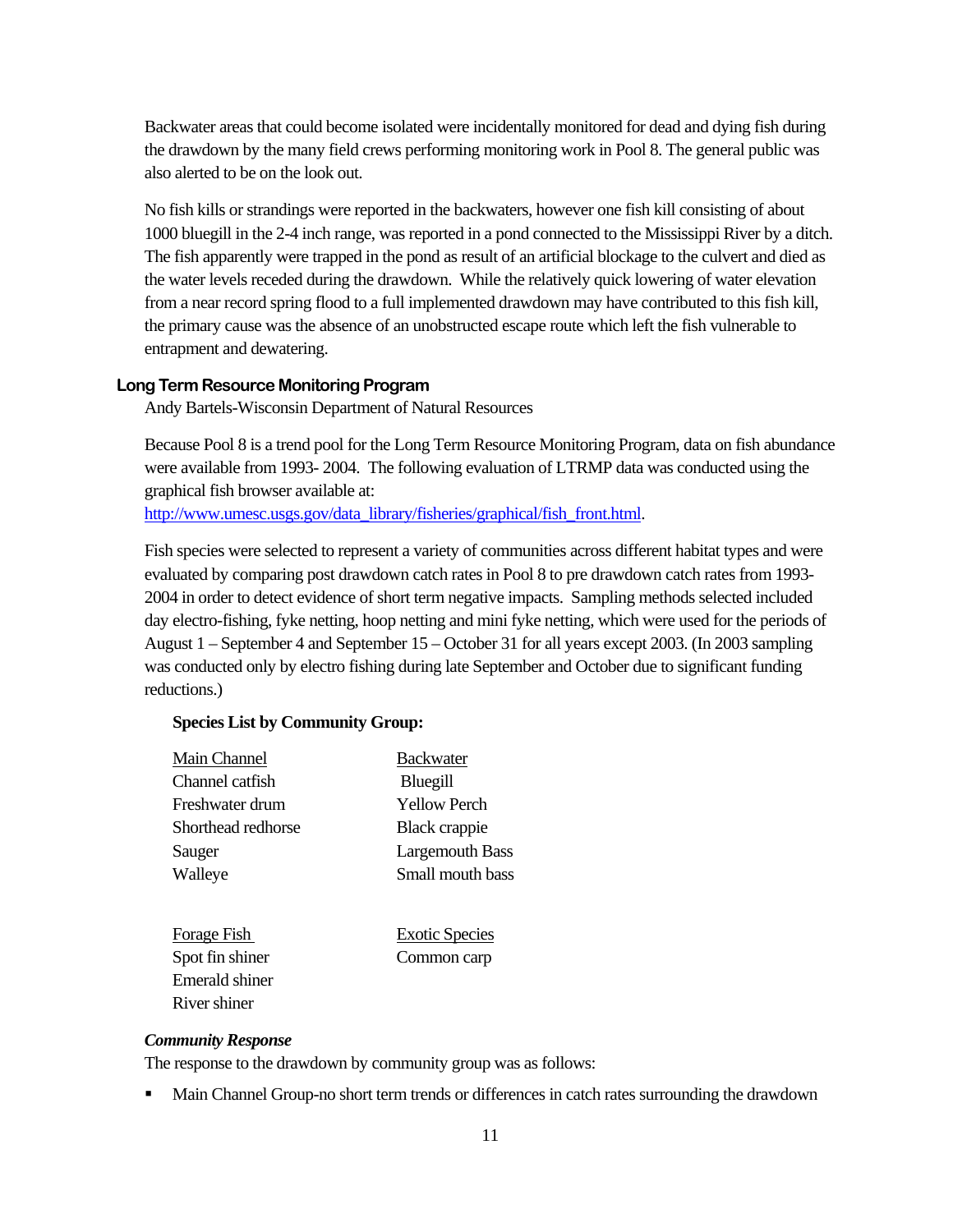Backwater areas that could become isolated were incidentally monitored for dead and dying fish during the drawdown by the many field crews performing monitoring work in Pool 8. The general public was also alerted to be on the look out.

No fish kills or strandings were reported in the backwaters, however one fish kill consisting of about 1000 bluegill in the 2-4 inch range, was reported in a pond connected to the Mississippi River by a ditch. The fish apparently were trapped in the pond as result of an artificial blockage to the culvert and died as the water levels receded during the drawdown. While the relatively quick lowering of water elevation from a near record spring flood to a full implemented drawdown may have contributed to this fish kill, the primary cause was the absence of an unobstructed escape route which left the fish vulnerable to entrapment and dewatering.

### Long Term Resource Monitoring Program

Andy Bartels-Wisconsin Department of Natural Resources

Because Pool 8 is a trend pool for the Long Term Resource Monitoring Program, data on fish abundance were available from 1993- 2004. The following evaluation of LTRMP data was conducted using the graphical fish browser available at:
http://www.umesc.usgs.gov/data_library/fisheries/graphical/fish_front.html.

Fish species were selected to represent a variety of communities across different habitat types and were evaluated by comparing post drawdown catch rates in Pool 8 to pre drawdown catch rates from 1993-2004 in order to detect evidence of short term negative impacts. Sampling methods selected included day electro-fishing, fyke netting, hoop netting and mini fyke netting, which were used for the periods of August 1 – September 4 and September 15 – October 31 for all years except 2003. (In 2003 sampling was conducted only by electro fishing during late September and October due to significant funding reductions.)

**Species List by Community Group:**

| Main Channel | Backwater |
|---|---|
| Channel catfish | Bluegill |
| Freshwater drum | Yellow Perch |
| Shorthead redhorse | Black crappie |
| Sauger | Largemouth Bass |
| Walleye | Small mouth bass |

| Forage Fish | Exotic Species |
|---|---|
| Spot fin shiner | Common carp |
| Emerald shiner | |
| River shiner | |

***Community Response***

The response to the drawdown by community group was as follows:

- Main Channel Group-no short term trends or differences in catch rates surrounding the drawdown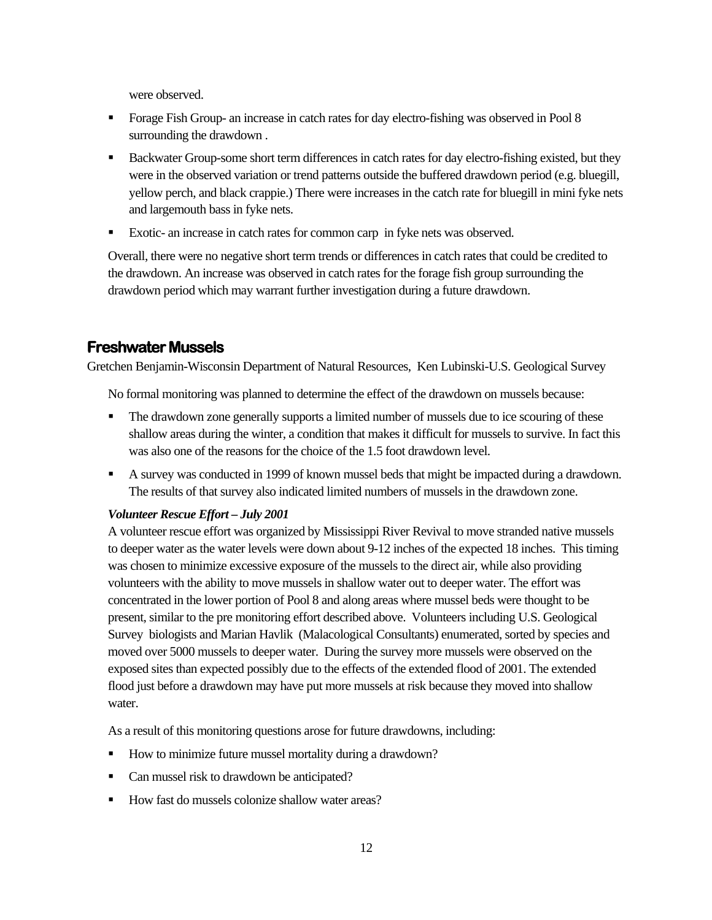were observed.

- Forage Fish Group- an increase in catch rates for day electro-fishing was observed in Pool 8 surrounding the drawdown .
- Backwater Group-some short term differences in catch rates for day electro-fishing existed, but they were in the observed variation or trend patterns outside the buffered drawdown period (e.g. bluegill, yellow perch, and black crappie.) There were increases in the catch rate for bluegill in mini fyke nets and largemouth bass in fyke nets.
- Exotic- an increase in catch rates for common carp in fyke nets was observed.

Overall, there were no negative short term trends or differences in catch rates that could be credited to the drawdown. An increase was observed in catch rates for the forage fish group surrounding the drawdown period which may warrant further investigation during a future drawdown.

## Freshwater Mussels

Gretchen Benjamin-Wisconsin Department of Natural Resources, Ken Lubinski-U.S. Geological Survey

No formal monitoring was planned to determine the effect of the drawdown on mussels because:

- The drawdown zone generally supports a limited number of mussels due to ice scouring of these shallow areas during the winter, a condition that makes it difficult for mussels to survive. In fact this was also one of the reasons for the choice of the 1.5 foot drawdown level.
- A survey was conducted in 1999 of known mussel beds that might be impacted during a drawdown. The results of that survey also indicated limited numbers of mussels in the drawdown zone.

***Volunteer Rescue Effort – July 2001***

A volunteer rescue effort was organized by Mississippi River Revival to move stranded native mussels to deeper water as the water levels were down about 9-12 inches of the expected 18 inches. This timing was chosen to minimize excessive exposure of the mussels to the direct air, while also providing volunteers with the ability to move mussels in shallow water out to deeper water. The effort was concentrated in the lower portion of Pool 8 and along areas where mussel beds were thought to be present, similar to the pre monitoring effort described above. Volunteers including U.S. Geological Survey biologists and Marian Havlik (Malacological Consultants) enumerated, sorted by species and moved over 5000 mussels to deeper water. During the survey more mussels were observed on the exposed sites than expected possibly due to the effects of the extended flood of 2001. The extended flood just before a drawdown may have put more mussels at risk because they moved into shallow water.

As a result of this monitoring questions arose for future drawdowns, including:

- How to minimize future mussel mortality during a drawdown?
- Can mussel risk to drawdown be anticipated?
- How fast do mussels colonize shallow water areas?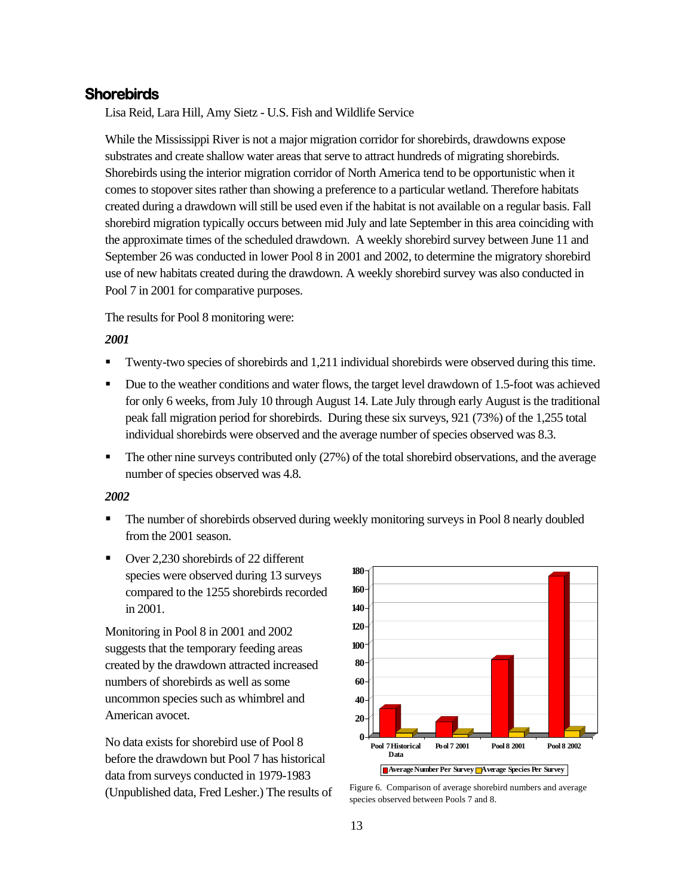## Shorebirds

Lisa Reid, Lara Hill, Amy Sietz - U.S. Fish and Wildlife Service

While the Mississippi River is not a major migration corridor for shorebirds, drawdowns expose substrates and create shallow water areas that serve to attract hundreds of migrating shorebirds. Shorebirds using the interior migration corridor of North America tend to be opportunistic when it comes to stopover sites rather than showing a preference to a particular wetland. Therefore habitats created during a drawdown will still be used even if the habitat is not available on a regular basis. Fall shorebird migration typically occurs between mid July and late September in this area coinciding with the approximate times of the scheduled drawdown. A weekly shorebird survey between June 11 and September 26 was conducted in lower Pool 8 in 2001 and 2002, to determine the migratory shorebird use of new habitats created during the drawdown. A weekly shorebird survey was also conducted in Pool 7 in 2001 for comparative purposes.

The results for Pool 8 monitoring were:

***2001***

- Twenty-two species of shorebirds and 1,211 individual shorebirds were observed during this time.
- Due to the weather conditions and water flows, the target level drawdown of 1.5-foot was achieved for only 6 weeks, from July 10 through August 14. Late July through early August is the traditional peak fall migration period for shorebirds. During these six surveys, 921 (73%) of the 1,255 total individual shorebirds were observed and the average number of species observed was 8.3.
- The other nine surveys contributed only (27%) of the total shorebird observations, and the average number of species observed was 4.8.

***2002***

- The number of shorebirds observed during weekly monitoring surveys in Pool 8 nearly doubled from the 2001 season.
- Over 2,230 shorebirds of 22 different species were observed during 13 surveys compared to the 1255 shorebirds recorded in 2001.

Monitoring in Pool 8 in 2001 and 2002 suggests that the temporary feeding areas created by the drawdown attracted increased numbers of shorebirds as well as some uncommon species such as whimbrel and American avocet.

No data exists for shorebird use of Pool 8 before the drawdown but Pool 7 has historical data from surveys conducted in 1979-1983 (Unpublished data, Fred Lesher.) The results of

Figure 6. Comparison of average shorebird numbers and average species observed between Pools 7 and 8.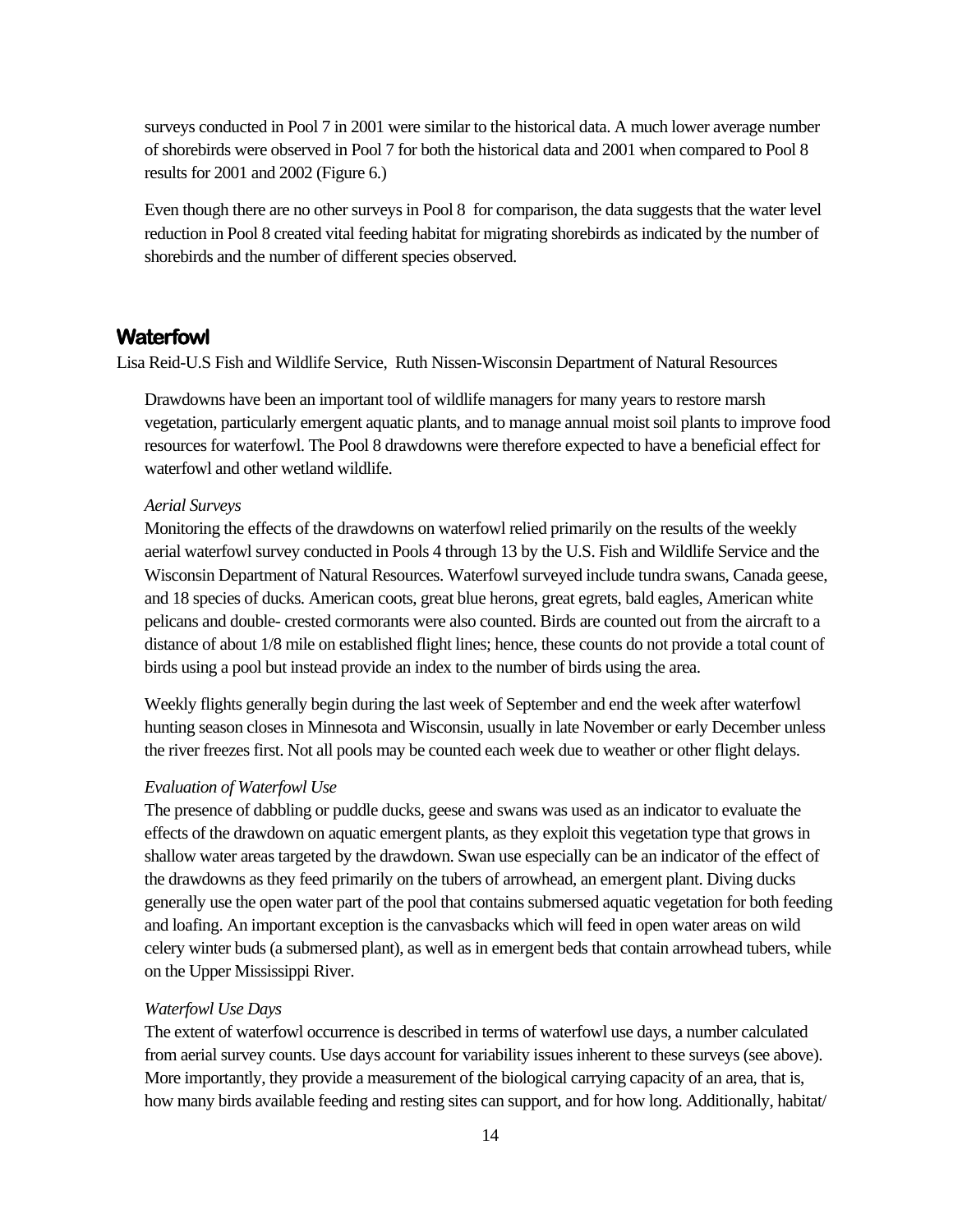surveys conducted in Pool 7 in 2001 were similar to the historical data. A much lower average number of shorebirds were observed in Pool 7 for both the historical data and 2001 when compared to Pool 8 results for 2001 and 2002 (Figure 6.)

Even though there are no other surveys in Pool 8 for comparison, the data suggests that the water level reduction in Pool 8 created vital feeding habitat for migrating shorebirds as indicated by the number of shorebirds and the number of different species observed.

## Waterfowl

Lisa Reid-U.S Fish and Wildlife Service, Ruth Nissen-Wisconsin Department of Natural Resources

Drawdowns have been an important tool of wildlife managers for many years to restore marsh vegetation, particularly emergent aquatic plants, and to manage annual moist soil plants to improve food resources for waterfowl. The Pool 8 drawdowns were therefore expected to have a beneficial effect for waterfowl and other wetland wildlife.

*Aerial Surveys*

Monitoring the effects of the drawdowns on waterfowl relied primarily on the results of the weekly aerial waterfowl survey conducted in Pools 4 through 13 by the U.S. Fish and Wildlife Service and the Wisconsin Department of Natural Resources. Waterfowl surveyed include tundra swans, Canada geese, and 18 species of ducks. American coots, great blue herons, great egrets, bald eagles, American white pelicans and double- crested cormorants were also counted. Birds are counted out from the aircraft to a distance of about 1/8 mile on established flight lines; hence, these counts do not provide a total count of birds using a pool but instead provide an index to the number of birds using the area.

Weekly flights generally begin during the last week of September and end the week after waterfowl hunting season closes in Minnesota and Wisconsin, usually in late November or early December unless the river freezes first. Not all pools may be counted each week due to weather or other flight delays.

*Evaluation of Waterfowl Use*

The presence of dabbling or puddle ducks, geese and swans was used as an indicator to evaluate the effects of the drawdown on aquatic emergent plants, as they exploit this vegetation type that grows in shallow water areas targeted by the drawdown. Swan use especially can be an indicator of the effect of the drawdowns as they feed primarily on the tubers of arrowhead, an emergent plant. Diving ducks generally use the open water part of the pool that contains submersed aquatic vegetation for both feeding and loafing. An important exception is the canvasbacks which will feed in open water areas on wild celery winter buds (a submersed plant), as well as in emergent beds that contain arrowhead tubers, while on the Upper Mississippi River.

*Waterfowl Use Days*

The extent of waterfowl occurrence is described in terms of waterfowl use days, a number calculated from aerial survey counts. Use days account for variability issues inherent to these surveys (see above). More importantly, they provide a measurement of the biological carrying capacity of an area, that is, how many birds available feeding and resting sites can support, and for how long. Additionally, habitat/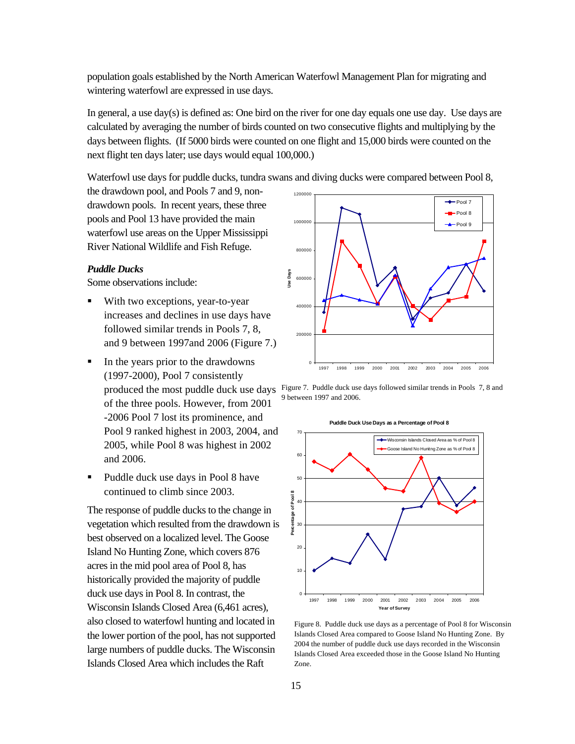population goals established by the North American Waterfowl Management Plan for migrating and wintering waterfowl are expressed in use days.

In general, a use day(s) is defined as: One bird on the river for one day equals one use day. Use days are calculated by averaging the number of birds counted on two consecutive flights and multiplying by the days between flights. (If 5000 birds were counted on one flight and 15,000 birds were counted on the next flight ten days later; use days would equal 100,000.)

Waterfowl use days for puddle ducks, tundra swans and diving ducks were compared between Pool 8, the drawdown pool, and Pools 7 and 9, non-drawdown pools. In recent years, these three pools and Pool 13 have provided the main waterfowl use areas on the Upper Mississippi River National Wildlife and Fish Refuge.

### *Puddle Ducks*

Some observations include:

- With two exceptions, year-to-year increases and declines in use days have followed similar trends in Pools 7, 8, and 9 between 1997and 2006 (Figure 7.)
- In the years prior to the drawdowns (1997-2000), Pool 7 consistently produced the most puddle duck use days of the three pools. However, from 2001 -2006 Pool 7 lost its prominence, and Pool 9 ranked highest in 2003, 2004, and 2005, while Pool 8 was highest in 2002 and 2006.
- Puddle duck use days in Pool 8 have continued to climb since 2003.

The response of puddle ducks to the change in vegetation which resulted from the drawdown is best observed on a localized level. The Goose Island No Hunting Zone, which covers 876 acres in the mid pool area of Pool 8, has historically provided the majority of puddle duck use days in Pool 8. In contrast, the Wisconsin Islands Closed Area (6,461 acres), also closed to waterfowl hunting and located in the lower portion of the pool, has not supported large numbers of puddle ducks. The Wisconsin Islands Closed Area which includes the Raft

Figure 7. Puddle duck use days followed similar trends in Pools 7, 8 and 9 between 1997 and 2006.

Figure 8. Puddle duck use days as a percentage of Pool 8 for Wisconsin Islands Closed Area compared to Goose Island No Hunting Zone. By 2004 the number of puddle duck use days recorded in the Wisconsin Islands Closed Area exceeded those in the Goose Island No Hunting Zone.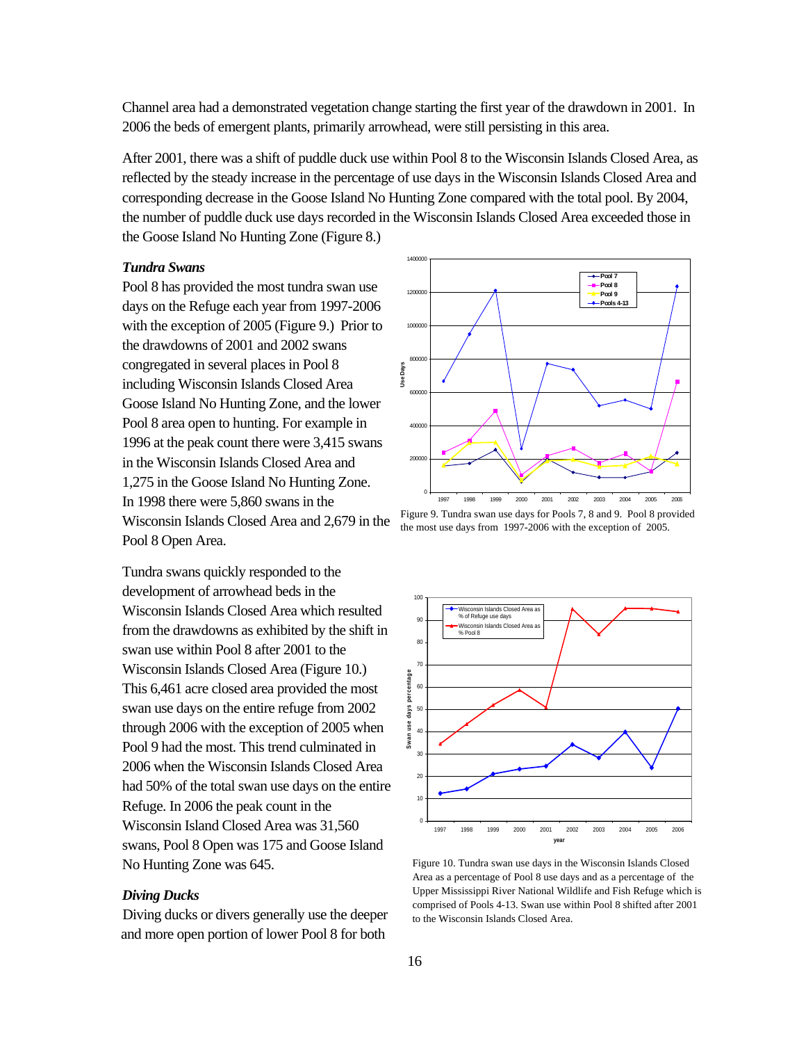Channel area had a demonstrated vegetation change starting the first year of the drawdown in 2001. In 2006 the beds of emergent plants, primarily arrowhead, were still persisting in this area.

After 2001, there was a shift of puddle duck use within Pool 8 to the Wisconsin Islands Closed Area, as reflected by the steady increase in the percentage of use days in the Wisconsin Islands Closed Area and corresponding decrease in the Goose Island No Hunting Zone compared with the total pool. By 2004, the number of puddle duck use days recorded in the Wisconsin Islands Closed Area exceeded those in the Goose Island No Hunting Zone (Figure 8.)

### *Tundra Swans*

Pool 8 has provided the most tundra swan use days on the Refuge each year from 1997-2006 with the exception of 2005 (Figure 9.) Prior to the drawdowns of 2001 and 2002 swans congregated in several places in Pool 8 including Wisconsin Islands Closed Area Goose Island No Hunting Zone, and the lower Pool 8 area open to hunting. For example in 1996 at the peak count there were 3,415 swans in the Wisconsin Islands Closed Area and 1,275 in the Goose Island No Hunting Zone. In 1998 there were 5,860 swans in the Wisconsin Islands Closed Area and 2,679 in the Pool 8 Open Area.

Figure 9. Tundra swan use days for Pools 7, 8 and 9. Pool 8 provided the most use days from 1997-2006 with the exception of 2005.

Tundra swans quickly responded to the development of arrowhead beds in the Wisconsin Islands Closed Area which resulted from the drawdowns as exhibited by the shift in swan use within Pool 8 after 2001 to the Wisconsin Islands Closed Area (Figure 10.) This 6,461 acre closed area provided the most swan use days on the entire refuge from 2002 through 2006 with the exception of 2005 when Pool 9 had the most. This trend culminated in 2006 when the Wisconsin Islands Closed Area had 50% of the total swan use days on the entire Refuge. In 2006 the peak count in the Wisconsin Island Closed Area was 31,560 swans, Pool 8 Open was 175 and Goose Island No Hunting Zone was 645.

Figure 10. Tundra swan use days in the Wisconsin Islands Closed Area as a percentage of Pool 8 use days and as a percentage of the Upper Mississippi River National Wildlife and Fish Refuge which is comprised of Pools 4-13. Swan use within Pool 8 shifted after 2001 to the Wisconsin Islands Closed Area.

### *Diving Ducks*

Diving ducks or divers generally use the deeper and more open portion of lower Pool 8 for both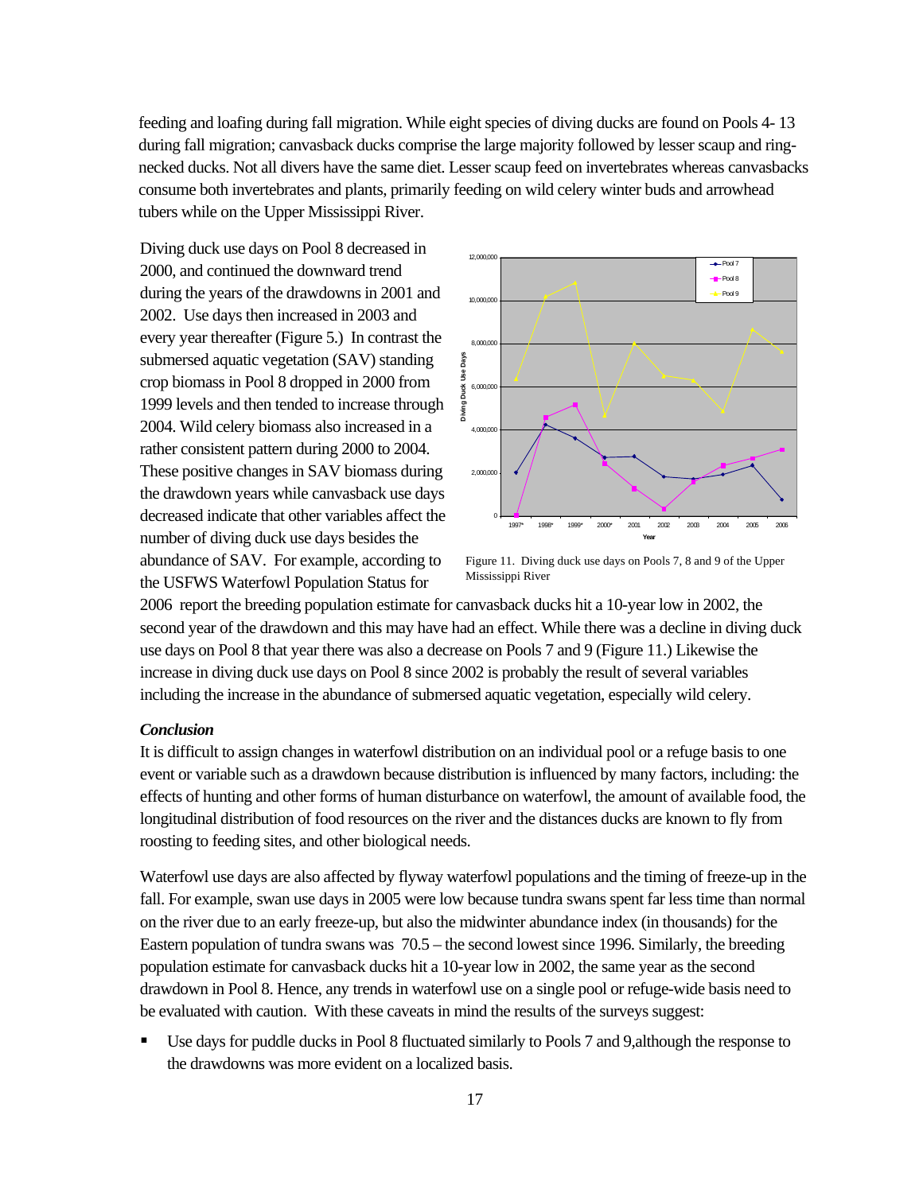feeding and loafing during fall migration. While eight species of diving ducks are found on Pools 4- 13 during fall migration; canvasback ducks comprise the large majority followed by lesser scaup and ring-necked ducks. Not all divers have the same diet. Lesser scaup feed on invertebrates whereas canvasbacks consume both invertebrates and plants, primarily feeding on wild celery winter buds and arrowhead tubers while on the Upper Mississippi River.

Diving duck use days on Pool 8 decreased in 2000, and continued the downward trend during the years of the drawdowns in 2001 and 2002. Use days then increased in 2003 and every year thereafter (Figure 5.) In contrast the submersed aquatic vegetation (SAV) standing crop biomass in Pool 8 dropped in 2000 from 1999 levels and then tended to increase through 2004. Wild celery biomass also increased in a rather consistent pattern during 2000 to 2004. These positive changes in SAV biomass during the drawdown years while canvasback use days decreased indicate that other variables affect the number of diving duck use days besides the abundance of SAV. For example, according to the USFWS Waterfowl Population Status for 2006 report the breeding population estimate for canvasback ducks hit a 10-year low in 2002, the second year of the drawdown and this may have had an effect. While there was a decline in diving duck use days on Pool 8 that year there was also a decrease on Pools 7 and 9 (Figure 11.) Likewise the increase in diving duck use days on Pool 8 since 2002 is probably the result of several variables including the increase in the abundance of submersed aquatic vegetation, especially wild celery.

Figure 11. Diving duck use days on Pools 7, 8 and 9 of the Upper Mississippi River

### *Conclusion*

It is difficult to assign changes in waterfowl distribution on an individual pool or a refuge basis to one event or variable such as a drawdown because distribution is influenced by many factors, including: the effects of hunting and other forms of human disturbance on waterfowl, the amount of available food, the longitudinal distribution of food resources on the river and the distances ducks are known to fly from roosting to feeding sites, and other biological needs.

Waterfowl use days are also affected by flyway waterfowl populations and the timing of freeze-up in the fall. For example, swan use days in 2005 were low because tundra swans spent far less time than normal on the river due to an early freeze-up, but also the midwinter abundance index (in thousands) for the Eastern population of tundra swans was 70.5 – the second lowest since 1996. Similarly, the breeding population estimate for canvasback ducks hit a 10-year low in 2002, the same year as the second drawdown in Pool 8. Hence, any trends in waterfowl use on a single pool or refuge-wide basis need to be evaluated with caution. With these caveats in mind the results of the surveys suggest:

- Use days for puddle ducks in Pool 8 fluctuated similarly to Pools 7 and 9,although the response to the drawdowns was more evident on a localized basis.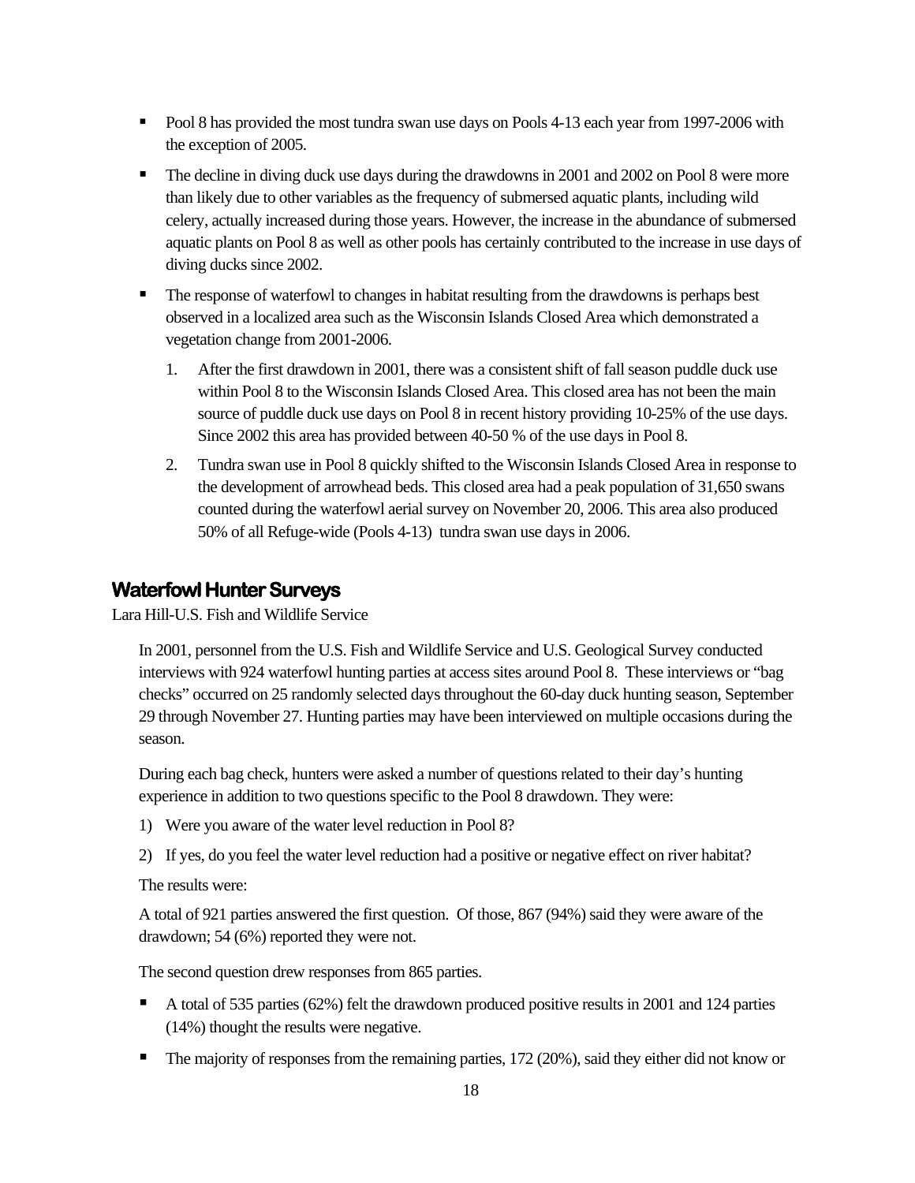- Pool 8 has provided the most tundra swan use days on Pools 4-13 each year from 1997-2006 with the exception of 2005.
- The decline in diving duck use days during the drawdowns in 2001 and 2002 on Pool 8 were more than likely due to other variables as the frequency of submersed aquatic plants, including wild celery, actually increased during those years. However, the increase in the abundance of submersed aquatic plants on Pool 8 as well as other pools has certainly contributed to the increase in use days of diving ducks since 2002.
- The response of waterfowl to changes in habitat resulting from the drawdowns is perhaps best observed in a localized area such as the Wisconsin Islands Closed Area which demonstrated a vegetation change from 2001-2006.
    1. After the first drawdown in 2001, there was a consistent shift of fall season puddle duck use within Pool 8 to the Wisconsin Islands Closed Area. This closed area has not been the main source of puddle duck use days on Pool 8 in recent history providing 10-25% of the use days. Since 2002 this area has provided between 40-50 % of the use days in Pool 8.
    2. Tundra swan use in Pool 8 quickly shifted to the Wisconsin Islands Closed Area in response to the development of arrowhead beds. This closed area had a peak population of 31,650 swans counted during the waterfowl aerial survey on November 20, 2006. This area also produced 50% of all Refuge-wide (Pools 4-13) tundra swan use days in 2006.

## Waterfowl Hunter Surveys

Lara Hill-U.S. Fish and Wildlife Service

In 2001, personnel from the U.S. Fish and Wildlife Service and U.S. Geological Survey conducted interviews with 924 waterfowl hunting parties at access sites around Pool 8. These interviews or "bag checks" occurred on 25 randomly selected days throughout the 60-day duck hunting season, September 29 through November 27. Hunting parties may have been interviewed on multiple occasions during the season.

During each bag check, hunters were asked a number of questions related to their day's hunting experience in addition to two questions specific to the Pool 8 drawdown. They were:

1) Were you aware of the water level reduction in Pool 8?
2) If yes, do you feel the water level reduction had a positive or negative effect on river habitat?

The results were:

A total of 921 parties answered the first question. Of those, 867 (94%) said they were aware of the drawdown; 54 (6%) reported they were not.

The second question drew responses from 865 parties.

- A total of 535 parties (62%) felt the drawdown produced positive results in 2001 and 124 parties (14%) thought the results were negative.
- The majority of responses from the remaining parties, 172 (20%), said they either did not know or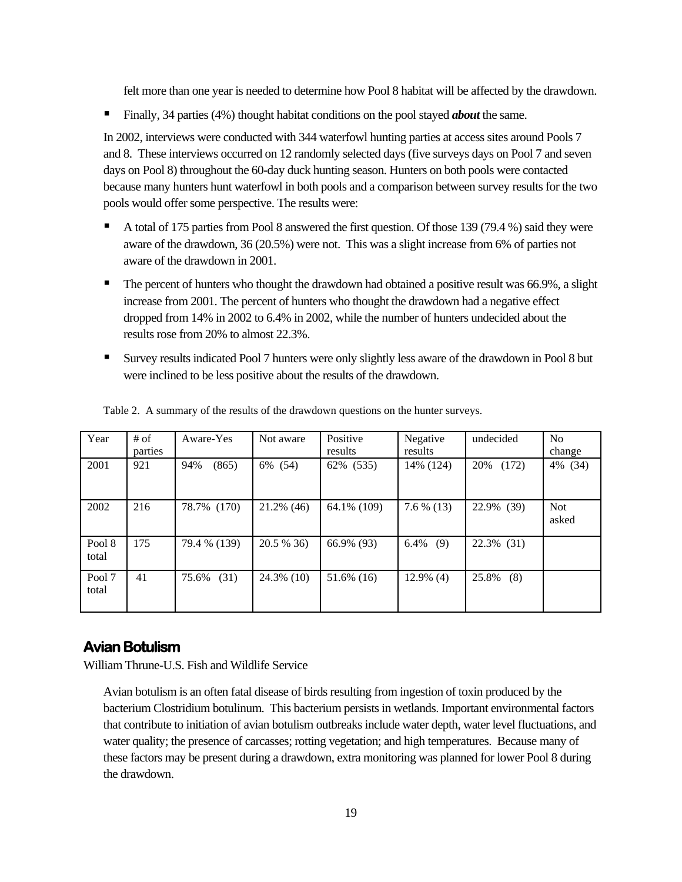felt more than one year is needed to determine how Pool 8 habitat will be affected by the drawdown.

- Finally, 34 parties (4%) thought habitat conditions on the pool stayed ***about*** the same.

In 2002, interviews were conducted with 344 waterfowl hunting parties at access sites around Pools 7 and 8. These interviews occurred on 12 randomly selected days (five surveys days on Pool 7 and seven days on Pool 8) throughout the 60-day duck hunting season. Hunters on both pools were contacted because many hunters hunt waterfowl in both pools and a comparison between survey results for the two pools would offer some perspective. The results were:

- A total of 175 parties from Pool 8 answered the first question. Of those 139 (79.4 %) said they were aware of the drawdown, 36 (20.5%) were not. This was a slight increase from 6% of parties not aware of the drawdown in 2001.
- The percent of hunters who thought the drawdown had obtained a positive result was 66.9%, a slight increase from 2001. The percent of hunters who thought the drawdown had a negative effect dropped from 14% in 2002 to 6.4% in 2002, while the number of hunters undecided about the results rose from 20% to almost 22.3%.
- Survey results indicated Pool 7 hunters were only slightly less aware of the drawdown in Pool 8 but were inclined to be less positive about the results of the drawdown.

Table 2. A summary of the results of the drawdown questions on the hunter surveys.

| Year | # of parties | Aware-Yes | Not aware | Positive results | Negative results | undecided | No change |
|---|---|---|---|---|---|---|---|
| 2001 | 921 | 94% (865) | 6% (54) | 62% (535) | 14% (124) | 20% (172) | 4% (34) |
| 2002 | 216 | 78.7% (170) | 21.2% (46) | 64.1% (109) | 7.6 % (13) | 22.9% (39) | Not asked |
| Pool 8 total | 175 | 79.4 % (139) | 20.5 % 36) | 66.9% (93) | 6.4% (9) | 22.3% (31) | |
| Pool 7 total | 41 | 75.6% (31) | 24.3% (10) | 51.6% (16) | 12.9% (4) | 25.8% (8) | |

## Avian Botulism

William Thrune-U.S. Fish and Wildlife Service

Avian botulism is an often fatal disease of birds resulting from ingestion of toxin produced by the bacterium Clostridium botulinum. This bacterium persists in wetlands. Important environmental factors that contribute to initiation of avian botulism outbreaks include water depth, water level fluctuations, and water quality; the presence of carcasses; rotting vegetation; and high temperatures. Because many of these factors may be present during a drawdown, extra monitoring was planned for lower Pool 8 during the drawdown.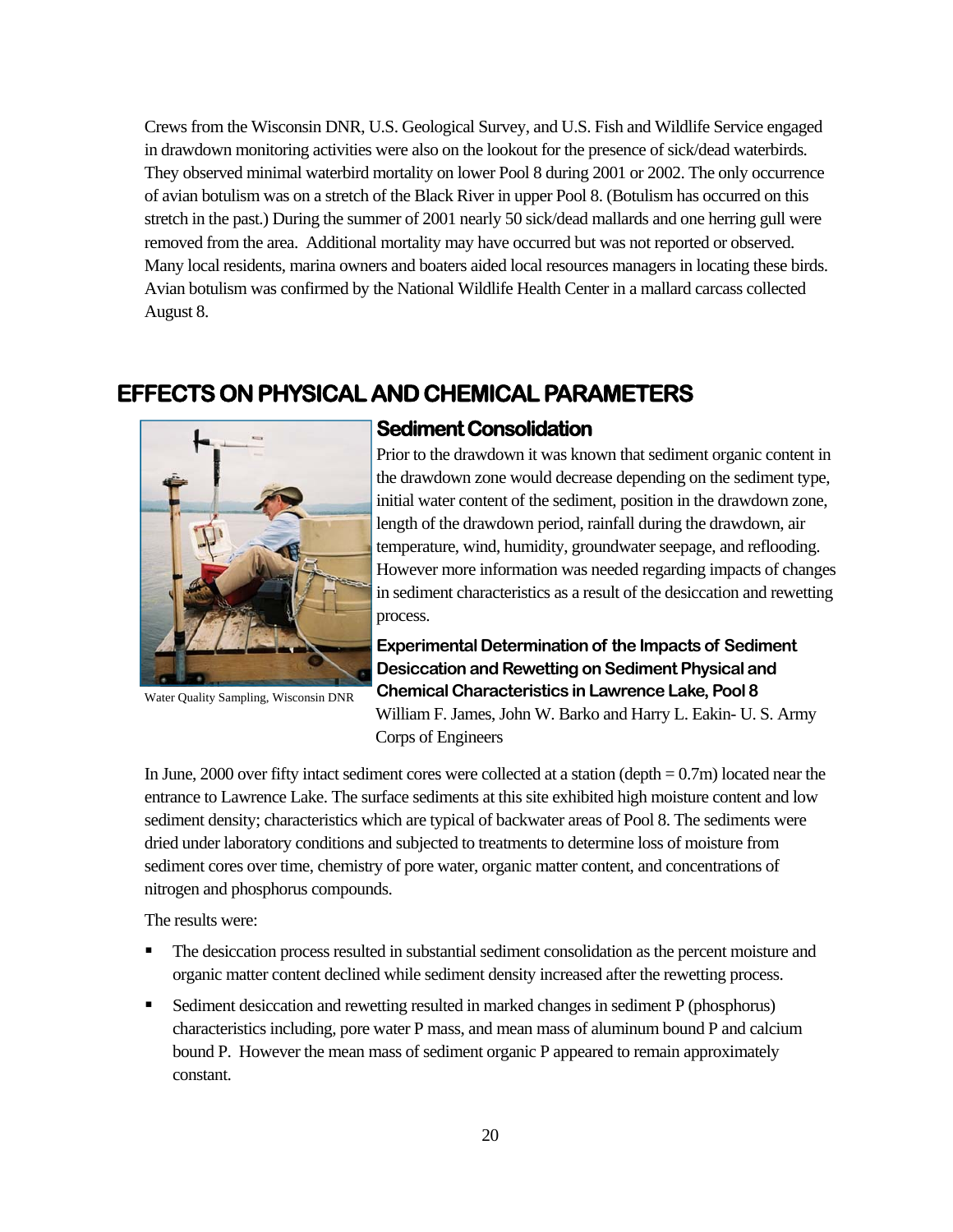Crews from the Wisconsin DNR, U.S. Geological Survey, and U.S. Fish and Wildlife Service engaged in drawdown monitoring activities were also on the lookout for the presence of sick/dead waterbirds. They observed minimal waterbird mortality on lower Pool 8 during 2001 or 2002. The only occurrence of avian botulism was on a stretch of the Black River in upper Pool 8. (Botulism has occurred on this stretch in the past.) During the summer of 2001 nearly 50 sick/dead mallards and one herring gull were removed from the area. Additional mortality may have occurred but was not reported or observed. Many local residents, marina owners and boaters aided local resources managers in locating these birds. Avian botulism was confirmed by the National Wildlife Health Center in a mallard carcass collected August 8.

## EFFECTS ON PHYSICAL AND CHEMICAL PARAMETERS

Water Quality Sampling, Wisconsin DNR

### Sediment Consolidation

Prior to the drawdown it was known that sediment organic content in the drawdown zone would decrease depending on the sediment type, initial water content of the sediment, position in the drawdown zone, length of the drawdown period, rainfall during the drawdown, air temperature, wind, humidity, groundwater seepage, and reflooding. However more information was needed regarding impacts of changes in sediment characteristics as a result of the desiccation and rewetting process.

#### Experimental Determination of the Impacts of Sediment Desiccation and Rewetting on Sediment Physical and Chemical Characteristics in Lawrence Lake, Pool 8

William F. James, John W. Barko and Harry L. Eakin- U. S. Army Corps of Engineers

In June, 2000 over fifty intact sediment cores were collected at a station (depth = 0.7m) located near the entrance to Lawrence Lake. The surface sediments at this site exhibited high moisture content and low sediment density; characteristics which are typical of backwater areas of Pool 8. The sediments were dried under laboratory conditions and subjected to treatments to determine loss of moisture from sediment cores over time, chemistry of pore water, organic matter content, and concentrations of nitrogen and phosphorus compounds.

The results were:

- The desiccation process resulted in substantial sediment consolidation as the percent moisture and organic matter content declined while sediment density increased after the rewetting process.
- Sediment desiccation and rewetting resulted in marked changes in sediment P (phosphorus) characteristics including, pore water P mass, and mean mass of aluminum bound P and calcium bound P. However the mean mass of sediment organic P appeared to remain approximately constant.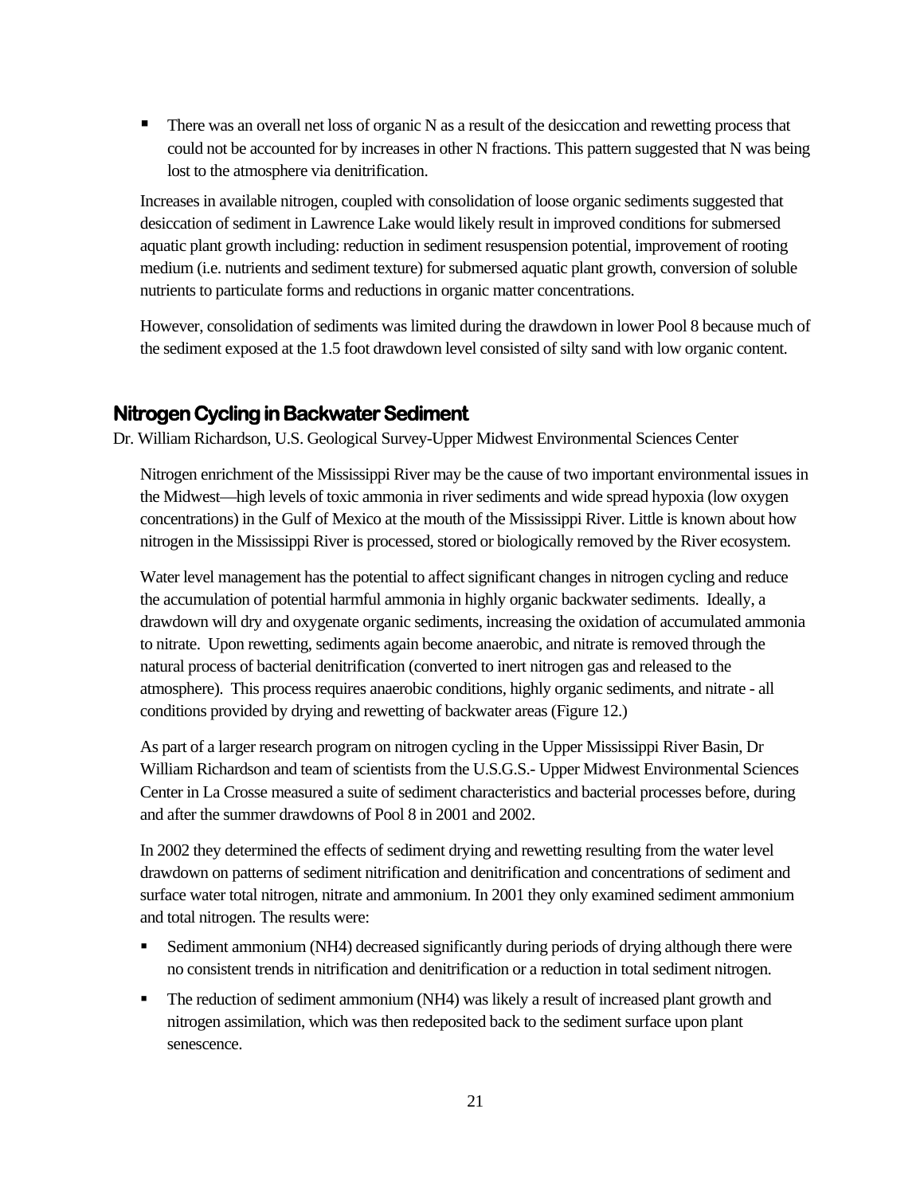- There was an overall net loss of organic N as a result of the desiccation and rewetting process that could not be accounted for by increases in other N fractions. This pattern suggested that N was being lost to the atmosphere via denitrification.

Increases in available nitrogen, coupled with consolidation of loose organic sediments suggested that desiccation of sediment in Lawrence Lake would likely result in improved conditions for submersed aquatic plant growth including: reduction in sediment resuspension potential, improvement of rooting medium (i.e. nutrients and sediment texture) for submersed aquatic plant growth, conversion of soluble nutrients to particulate forms and reductions in organic matter concentrations.

However, consolidation of sediments was limited during the drawdown in lower Pool 8 because much of the sediment exposed at the 1.5 foot drawdown level consisted of silty sand with low organic content.

## Nitrogen Cycling in Backwater Sediment

Dr. William Richardson, U.S. Geological Survey-Upper Midwest Environmental Sciences Center

Nitrogen enrichment of the Mississippi River may be the cause of two important environmental issues in the Midwest—high levels of toxic ammonia in river sediments and wide spread hypoxia (low oxygen concentrations) in the Gulf of Mexico at the mouth of the Mississippi River. Little is known about how nitrogen in the Mississippi River is processed, stored or biologically removed by the River ecosystem.

Water level management has the potential to affect significant changes in nitrogen cycling and reduce the accumulation of potential harmful ammonia in highly organic backwater sediments. Ideally, a drawdown will dry and oxygenate organic sediments, increasing the oxidation of accumulated ammonia to nitrate. Upon rewetting, sediments again become anaerobic, and nitrate is removed through the natural process of bacterial denitrification (converted to inert nitrogen gas and released to the atmosphere). This process requires anaerobic conditions, highly organic sediments, and nitrate - all conditions provided by drying and rewetting of backwater areas (Figure 12.)

As part of a larger research program on nitrogen cycling in the Upper Mississippi River Basin, Dr William Richardson and team of scientists from the U.S.G.S.- Upper Midwest Environmental Sciences Center in La Crosse measured a suite of sediment characteristics and bacterial processes before, during and after the summer drawdowns of Pool 8 in 2001 and 2002.

In 2002 they determined the effects of sediment drying and rewetting resulting from the water level drawdown on patterns of sediment nitrification and denitrification and concentrations of sediment and surface water total nitrogen, nitrate and ammonium. In 2001 they only examined sediment ammonium and total nitrogen. The results were:

- Sediment ammonium ($NH_4$) decreased significantly during periods of drying although there were no consistent trends in nitrification and denitrification or a reduction in total sediment nitrogen.
- The reduction of sediment ammonium ($NH_4$) was likely a result of increased plant growth and nitrogen assimilation, which was then redeposited back to the sediment surface upon plant senescence.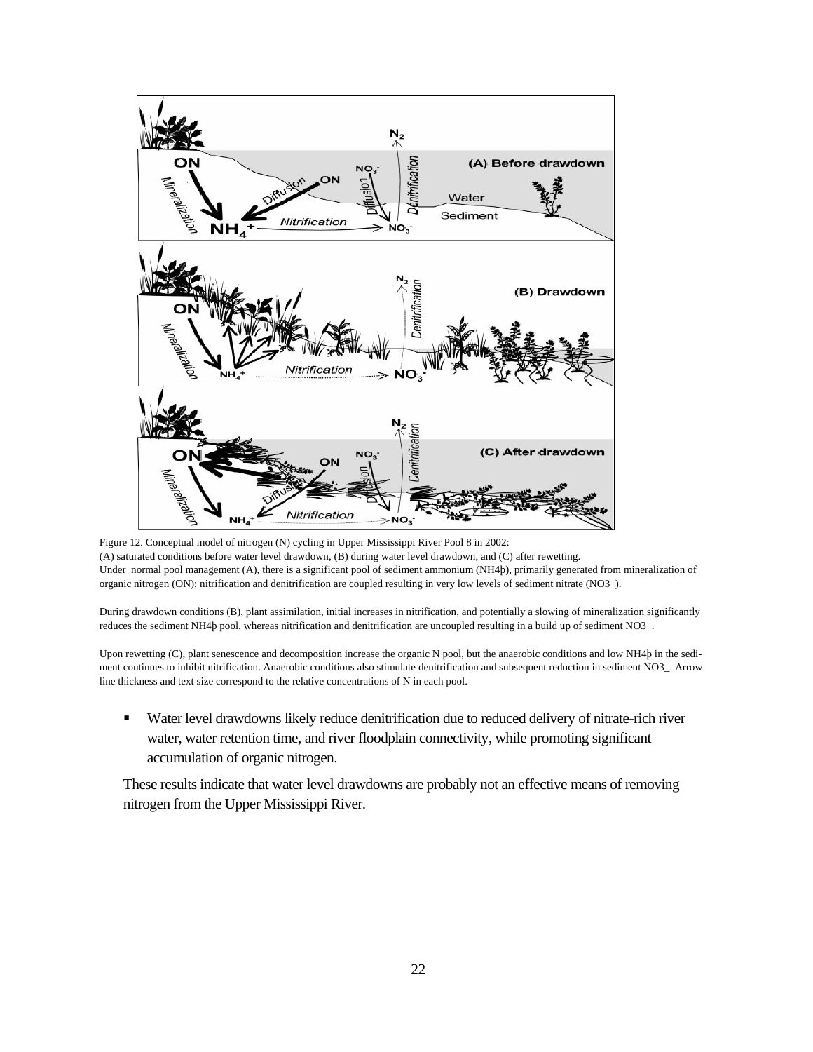Figure 12. Conceptual model of nitrogen (N) cycling in Upper Mississippi River Pool 8 in 2002:
(A) saturated conditions before water level drawdown, (B) during water level drawdown, and (C) after rewetting.
Under normal pool management (A), there is a significant pool of sediment ammonium (NH4þ), primarily generated from mineralization of organic nitrogen (ON); nitrification and denitrification are coupled resulting in very low levels of sediment nitrate (NO3_).

During drawdown conditions (B), plant assimilation, initial increases in nitrification, and potentially a slowing of mineralization significantly reduces the sediment NH4þ pool, whereas nitrification and denitrification are uncoupled resulting in a build up of sediment NO3_.

Upon rewetting (C), plant senescence and decomposition increase the organic N pool, but the anaerobic conditions and low NH4þ in the sediment continues to inhibit nitrification. Anaerobic conditions also stimulate denitrification and subsequent reduction in sediment NO3_. Arrow line thickness and text size correspond to the relative concentrations of N in each pool.

- Water level drawdowns likely reduce denitrification due to reduced delivery of nitrate-rich river water, water retention time, and river floodplain connectivity, while promoting significant accumulation of organic nitrogen.

These results indicate that water level drawdowns are probably not an effective means of removing nitrogen from the Upper Mississippi River.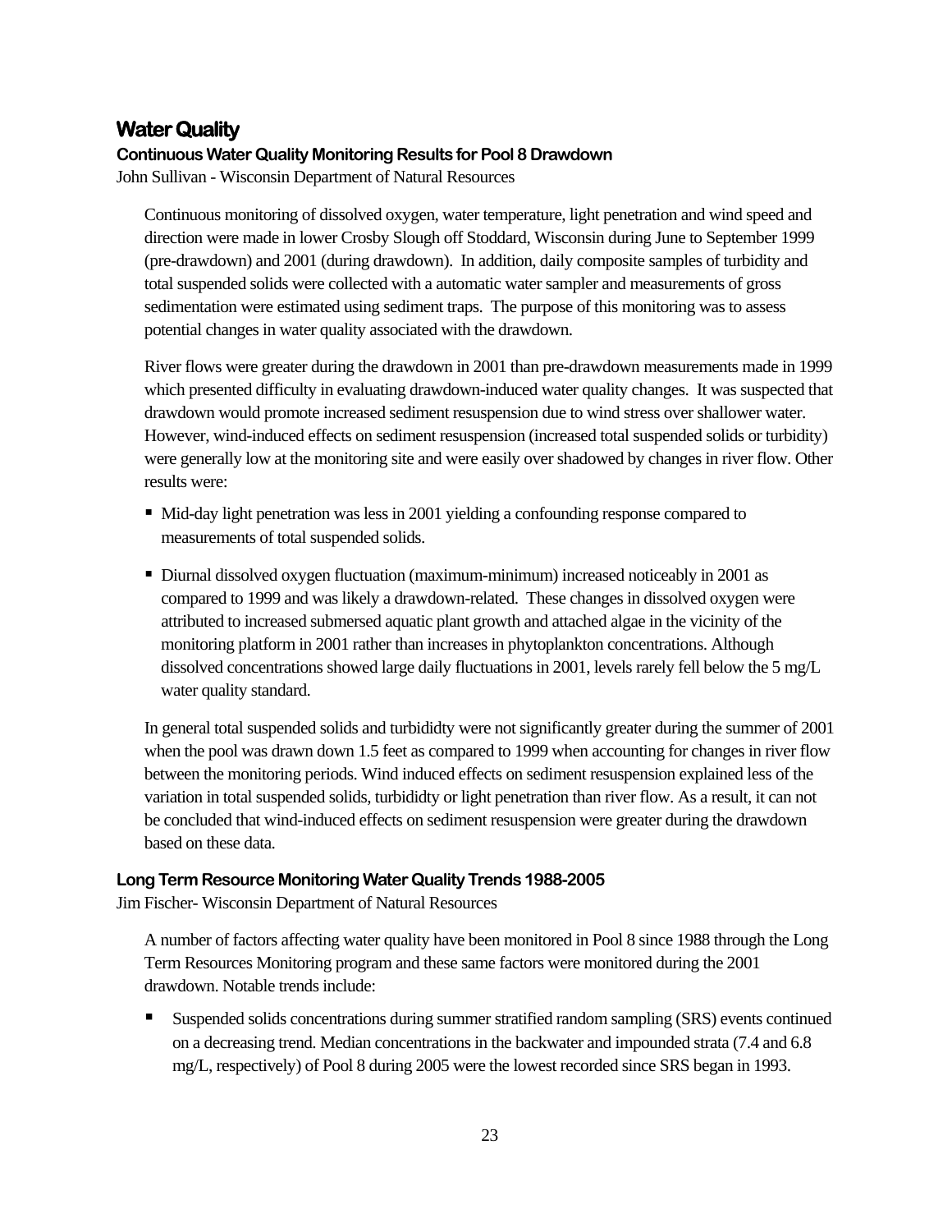## Water Quality

### Continuous Water Quality Monitoring Results for Pool 8 Drawdown

John Sullivan - Wisconsin Department of Natural Resources

Continuous monitoring of dissolved oxygen, water temperature, light penetration and wind speed and direction were made in lower Crosby Slough off Stoddard, Wisconsin during June to September 1999 (pre-drawdown) and 2001 (during drawdown). In addition, daily composite samples of turbidity and total suspended solids were collected with a automatic water sampler and measurements of gross sedimentation were estimated using sediment traps. The purpose of this monitoring was to assess potential changes in water quality associated with the drawdown.

River flows were greater during the drawdown in 2001 than pre-drawdown measurements made in 1999 which presented difficulty in evaluating drawdown-induced water quality changes. It was suspected that drawdown would promote increased sediment resuspension due to wind stress over shallower water. However, wind-induced effects on sediment resuspension (increased total suspended solids or turbidity) were generally low at the monitoring site and were easily over shadowed by changes in river flow. Other results were:

- Mid-day light penetration was less in 2001 yielding a confounding response compared to measurements of total suspended solids.
- Diurnal dissolved oxygen fluctuation (maximum-minimum) increased noticeably in 2001 as compared to 1999 and was likely a drawdown-related. These changes in dissolved oxygen were attributed to increased submersed aquatic plant growth and attached algae in the vicinity of the monitoring platform in 2001 rather than increases in phytoplankton concentrations. Although dissolved concentrations showed large daily fluctuations in 2001, levels rarely fell below the 5 mg/L water quality standard.

In general total suspended solids and turbididty were not significantly greater during the summer of 2001 when the pool was drawn down 1.5 feet as compared to 1999 when accounting for changes in river flow between the monitoring periods. Wind induced effects on sediment resuspension explained less of the variation in total suspended solids, turbididty or light penetration than river flow. As a result, it can not be concluded that wind-induced effects on sediment resuspension were greater during the drawdown based on these data.

### Long Term Resource Monitoring Water Quality Trends 1988-2005

Jim Fischer- Wisconsin Department of Natural Resources

A number of factors affecting water quality have been monitored in Pool 8 since 1988 through the Long Term Resources Monitoring program and these same factors were monitored during the 2001 drawdown. Notable trends include:

- Suspended solids concentrations during summer stratified random sampling (SRS) events continued on a decreasing trend. Median concentrations in the backwater and impounded strata (7.4 and 6.8 mg/L, respectively) of Pool 8 during 2005 were the lowest recorded since SRS began in 1993.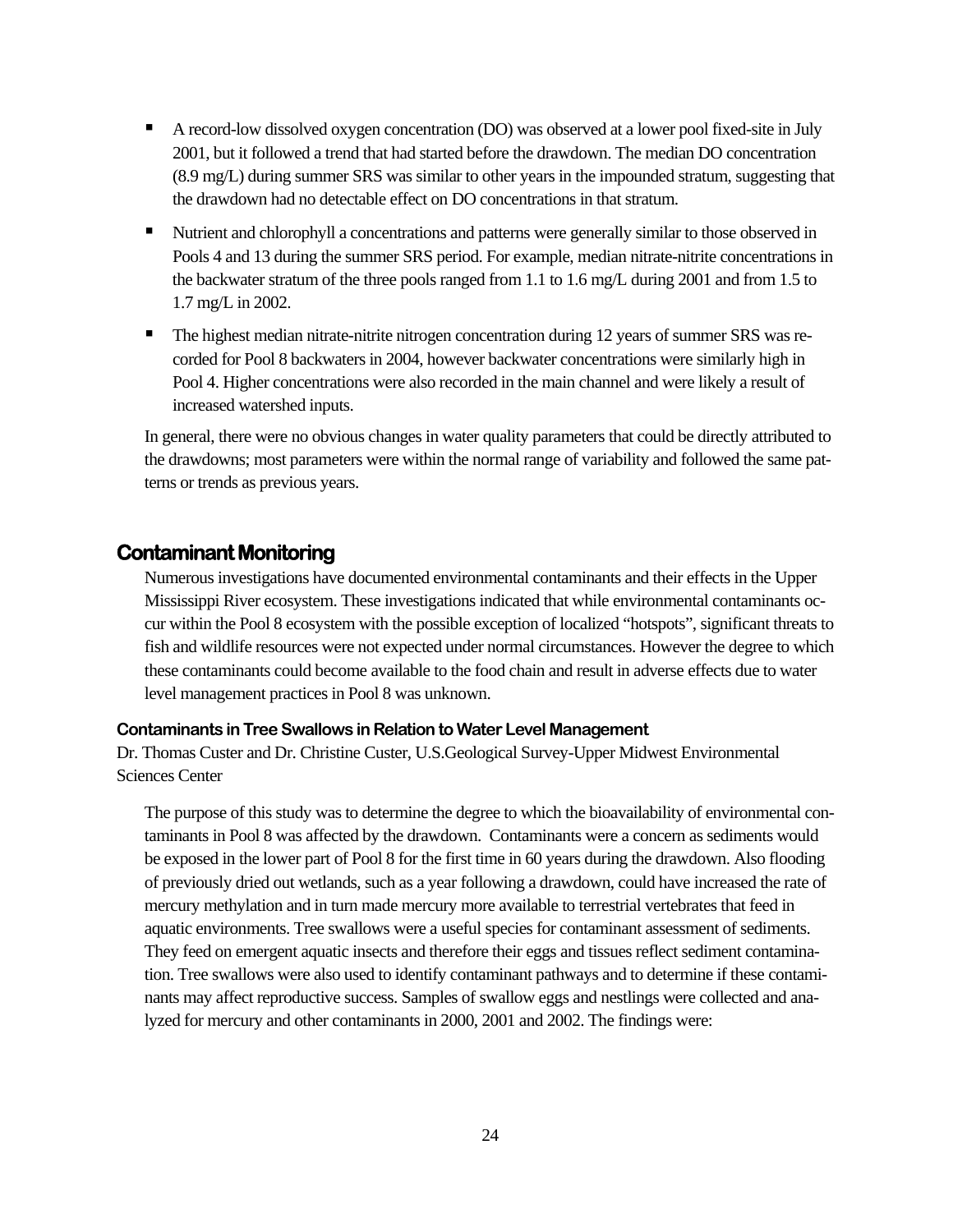- A record-low dissolved oxygen concentration (DO) was observed at a lower pool fixed-site in July 2001, but it followed a trend that had started before the drawdown. The median DO concentration (8.9 mg/L) during summer SRS was similar to other years in the impounded stratum, suggesting that the drawdown had no detectable effect on DO concentrations in that stratum.
- Nutrient and chlorophyll a concentrations and patterns were generally similar to those observed in Pools 4 and 13 during the summer SRS period. For example, median nitrate-nitrite concentrations in the backwater stratum of the three pools ranged from 1.1 to 1.6 mg/L during 2001 and from 1.5 to 1.7 mg/L in 2002.
- The highest median nitrate-nitrite nitrogen concentration during 12 years of summer SRS was recorded for Pool 8 backwaters in 2004, however backwater concentrations were similarly high in Pool 4. Higher concentrations were also recorded in the main channel and were likely a result of increased watershed inputs.

In general, there were no obvious changes in water quality parameters that could be directly attributed to the drawdowns; most parameters were within the normal range of variability and followed the same patterns or trends as previous years.

## Contaminant Monitoring

Numerous investigations have documented environmental contaminants and their effects in the Upper Mississippi River ecosystem. These investigations indicated that while environmental contaminants occur within the Pool 8 ecosystem with the possible exception of localized "hotspots", significant threats to fish and wildlife resources were not expected under normal circumstances. However the degree to which these contaminants could become available to the food chain and result in adverse effects due to water level management practices in Pool 8 was unknown.

### Contaminants in Tree Swallows in Relation to Water Level Management

Dr. Thomas Custer and Dr. Christine Custer, U.S.Geological Survey-Upper Midwest Environmental Sciences Center

The purpose of this study was to determine the degree to which the bioavailability of environmental contaminants in Pool 8 was affected by the drawdown. Contaminants were a concern as sediments would be exposed in the lower part of Pool 8 for the first time in 60 years during the drawdown. Also flooding of previously dried out wetlands, such as a year following a drawdown, could have increased the rate of mercury methylation and in turn made mercury more available to terrestrial vertebrates that feed in aquatic environments. Tree swallows were a useful species for contaminant assessment of sediments. They feed on emergent aquatic insects and therefore their eggs and tissues reflect sediment contamination. Tree swallows were also used to identify contaminant pathways and to determine if these contaminants may affect reproductive success. Samples of swallow eggs and nestlings were collected and analyzed for mercury and other contaminants in 2000, 2001 and 2002. The findings were: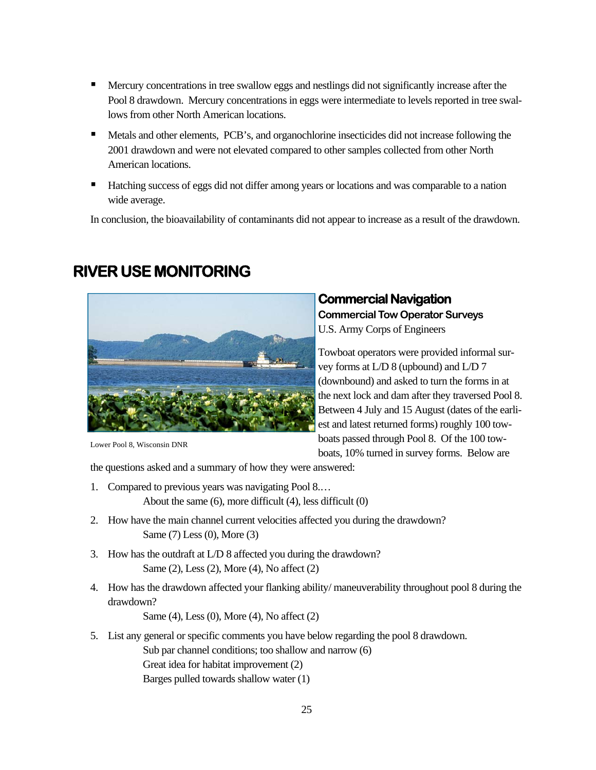- Mercury concentrations in tree swallow eggs and nestlings did not significantly increase after the Pool 8 drawdown. Mercury concentrations in eggs were intermediate to levels reported in tree swallows from other North American locations.
- Metals and other elements, PCB's, and organochlorine insecticides did not increase following the 2001 drawdown and were not elevated compared to other samples collected from other North American locations.
- Hatching success of eggs did not differ among years or locations and was comparable to a nation wide average.

In conclusion, the bioavailability of contaminants did not appear to increase as a result of the drawdown.

# RIVER USE MONITORING

Lower Pool 8, Wisconsin DNR

## Commercial Navigation

### Commercial Tow Operator Surveys

U.S. Army Corps of Engineers

Towboat operators were provided informal survey forms at L/D 8 (upbound) and L/D 7 (downbound) and asked to turn the forms in at the next lock and dam after they traversed Pool 8. Between 4 July and 15 August (dates of the earliest and latest returned forms) roughly 100 towboats passed through Pool 8. Of the 100 towboats, 10% turned in survey forms. Below are the questions asked and a summary of how they were answered:

1. Compared to previous years was navigating Pool 8.…
   About the same (6), more difficult (4), less difficult (0)
2. How have the main channel current velocities affected you during the drawdown?
   Same (7) Less (0), More (3)
3. How has the outdraft at L/D 8 affected you during the drawdown?
   Same (2), Less (2), More (4), No affect (2)
4. How has the drawdown affected your flanking ability/ maneuverability throughout pool 8 during the drawdown?
   Same (4), Less (0), More (4), No affect (2)
5. List any general or specific comments you have below regarding the pool 8 drawdown.
   Sub par channel conditions; too shallow and narrow (6)
   Great idea for habitat improvement (2)
   Barges pulled towards shallow water (1)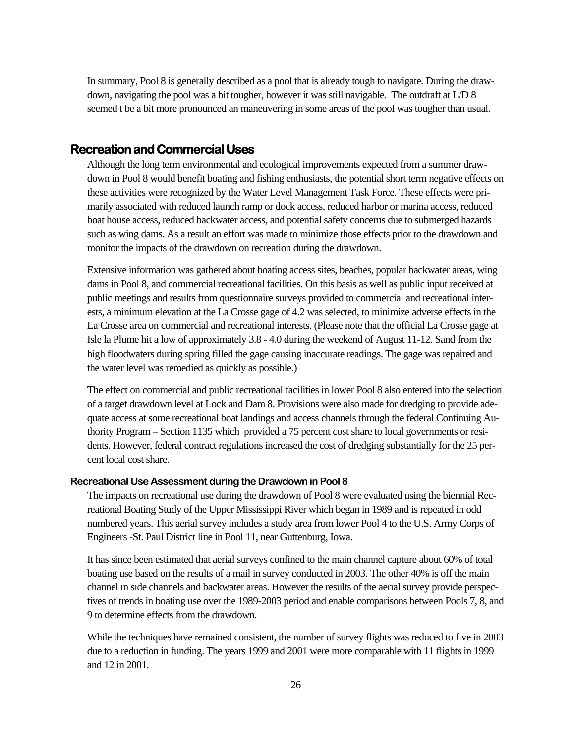In summary, Pool 8 is generally described as a pool that is already tough to navigate. During the drawdown, navigating the pool was a bit tougher, however it was still navigable. The outdraft at L/D 8 seemed t be a bit more pronounced an maneuvering in some areas of the pool was tougher than usual.

## Recreation and Commercial Uses

Although the long term environmental and ecological improvements expected from a summer drawdown in Pool 8 would benefit boating and fishing enthusiasts, the potential short term negative effects on these activities were recognized by the Water Level Management Task Force. These effects were primarily associated with reduced launch ramp or dock access, reduced harbor or marina access, reduced boat house access, reduced backwater access, and potential safety concerns due to submerged hazards such as wing dams. As a result an effort was made to minimize those effects prior to the drawdown and monitor the impacts of the drawdown on recreation during the drawdown.

Extensive information was gathered about boating access sites, beaches, popular backwater areas, wing dams in Pool 8, and commercial recreational facilities. On this basis as well as public input received at public meetings and results from questionnaire surveys provided to commercial and recreational interests, a minimum elevation at the La Crosse gage of 4.2 was selected, to minimize adverse effects in the La Crosse area on commercial and recreational interests. (Please note that the official La Crosse gage at Isle la Plume hit a low of approximately 3.8 - 4.0 during the weekend of August 11-12. Sand from the high floodwaters during spring filled the gage causing inaccurate readings. The gage was repaired and the water level was remedied as quickly as possible.)

The effect on commercial and public recreational facilities in lower Pool 8 also entered into the selection of a target drawdown level at Lock and Dam 8. Provisions were also made for dredging to provide adequate access at some recreational boat landings and access channels through the federal Continuing Authority Program – Section 1135 which provided a 75 percent cost share to local governments or residents. However, federal contract regulations increased the cost of dredging substantially for the 25 percent local cost share.

### Recreational Use Assessment during the Drawdown in Pool 8

The impacts on recreational use during the drawdown of Pool 8 were evaluated using the biennial Recreational Boating Study of the Upper Mississippi River which began in 1989 and is repeated in odd numbered years. This aerial survey includes a study area from lower Pool 4 to the U.S. Army Corps of Engineers -St. Paul District line in Pool 11, near Guttenburg, Iowa.

It has since been estimated that aerial surveys confined to the main channel capture about 60% of total boating use based on the results of a mail in survey conducted in 2003. The other 40% is off the main channel in side channels and backwater areas. However the results of the aerial survey provide perspectives of trends in boating use over the 1989-2003 period and enable comparisons between Pools 7, 8, and 9 to determine effects from the drawdown.

While the techniques have remained consistent, the number of survey flights was reduced to five in 2003 due to a reduction in funding. The years 1999 and 2001 were more comparable with 11 flights in 1999 and 12 in 2001.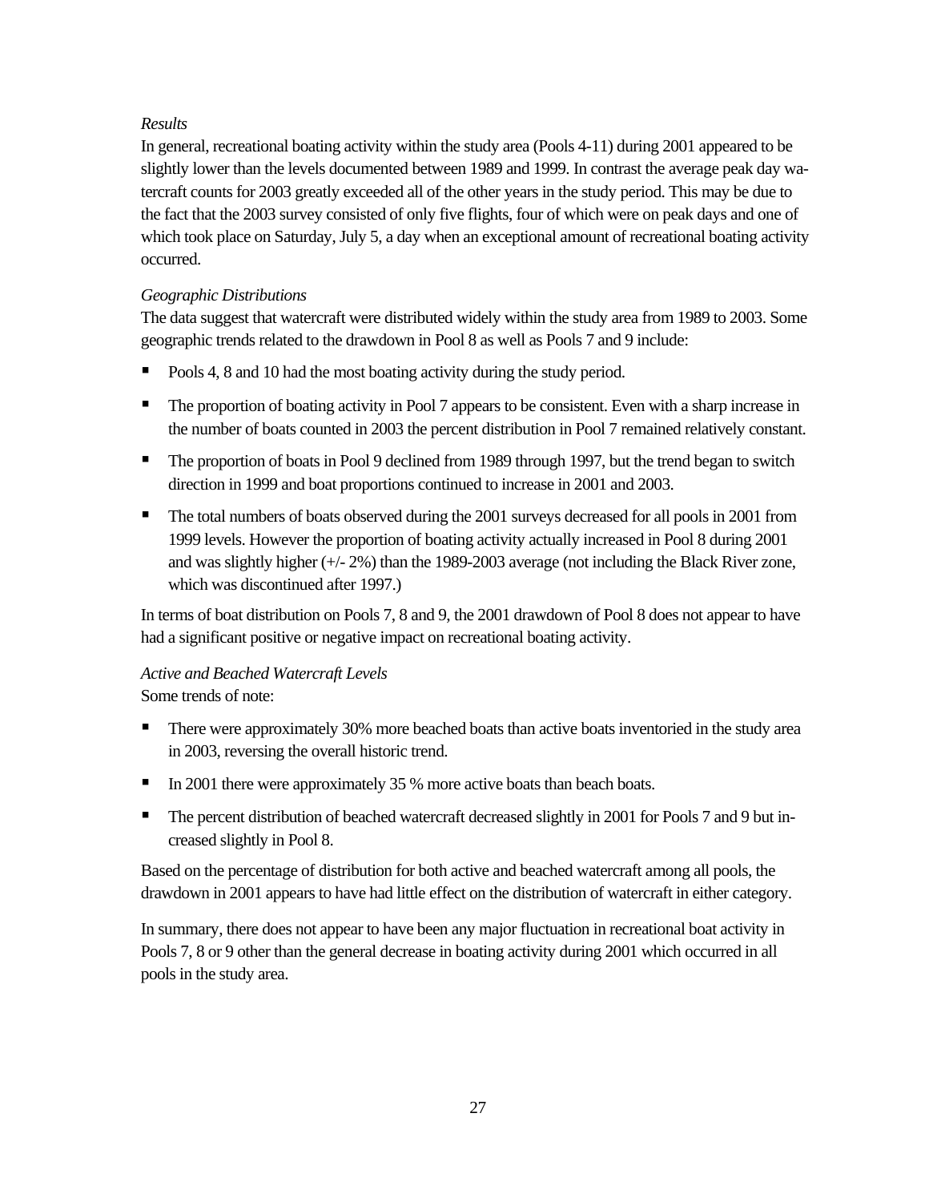*Results*

In general, recreational boating activity within the study area (Pools 4-11) during 2001 appeared to be slightly lower than the levels documented between 1989 and 1999. In contrast the average peak day watercraft counts for 2003 greatly exceeded all of the other years in the study period. This may be due to the fact that the 2003 survey consisted of only five flights, four of which were on peak days and one of which took place on Saturday, July 5, a day when an exceptional amount of recreational boating activity occurred.

*Geographic Distributions*

The data suggest that watercraft were distributed widely within the study area from 1989 to 2003. Some geographic trends related to the drawdown in Pool 8 as well as Pools 7 and 9 include:

- Pools 4, 8 and 10 had the most boating activity during the study period.
- The proportion of boating activity in Pool 7 appears to be consistent. Even with a sharp increase in the number of boats counted in 2003 the percent distribution in Pool 7 remained relatively constant.
- The proportion of boats in Pool 9 declined from 1989 through 1997, but the trend began to switch direction in 1999 and boat proportions continued to increase in 2001 and 2003.
- The total numbers of boats observed during the 2001 surveys decreased for all pools in 2001 from 1999 levels. However the proportion of boating activity actually increased in Pool 8 during 2001 and was slightly higher (+/- 2%) than the 1989-2003 average (not including the Black River zone, which was discontinued after 1997.)

In terms of boat distribution on Pools 7, 8 and 9, the 2001 drawdown of Pool 8 does not appear to have had a significant positive or negative impact on recreational boating activity.

*Active and Beached Watercraft Levels*

Some trends of note:

- There were approximately 30% more beached boats than active boats inventoried in the study area in 2003, reversing the overall historic trend.
- In 2001 there were approximately 35 % more active boats than beach boats.
- The percent distribution of beached watercraft decreased slightly in 2001 for Pools 7 and 9 but increased slightly in Pool 8.

Based on the percentage of distribution for both active and beached watercraft among all pools, the drawdown in 2001 appears to have had little effect on the distribution of watercraft in either category.

In summary, there does not appear to have been any major fluctuation in recreational boat activity in Pools 7, 8 or 9 other than the general decrease in boating activity during 2001 which occurred in all pools in the study area.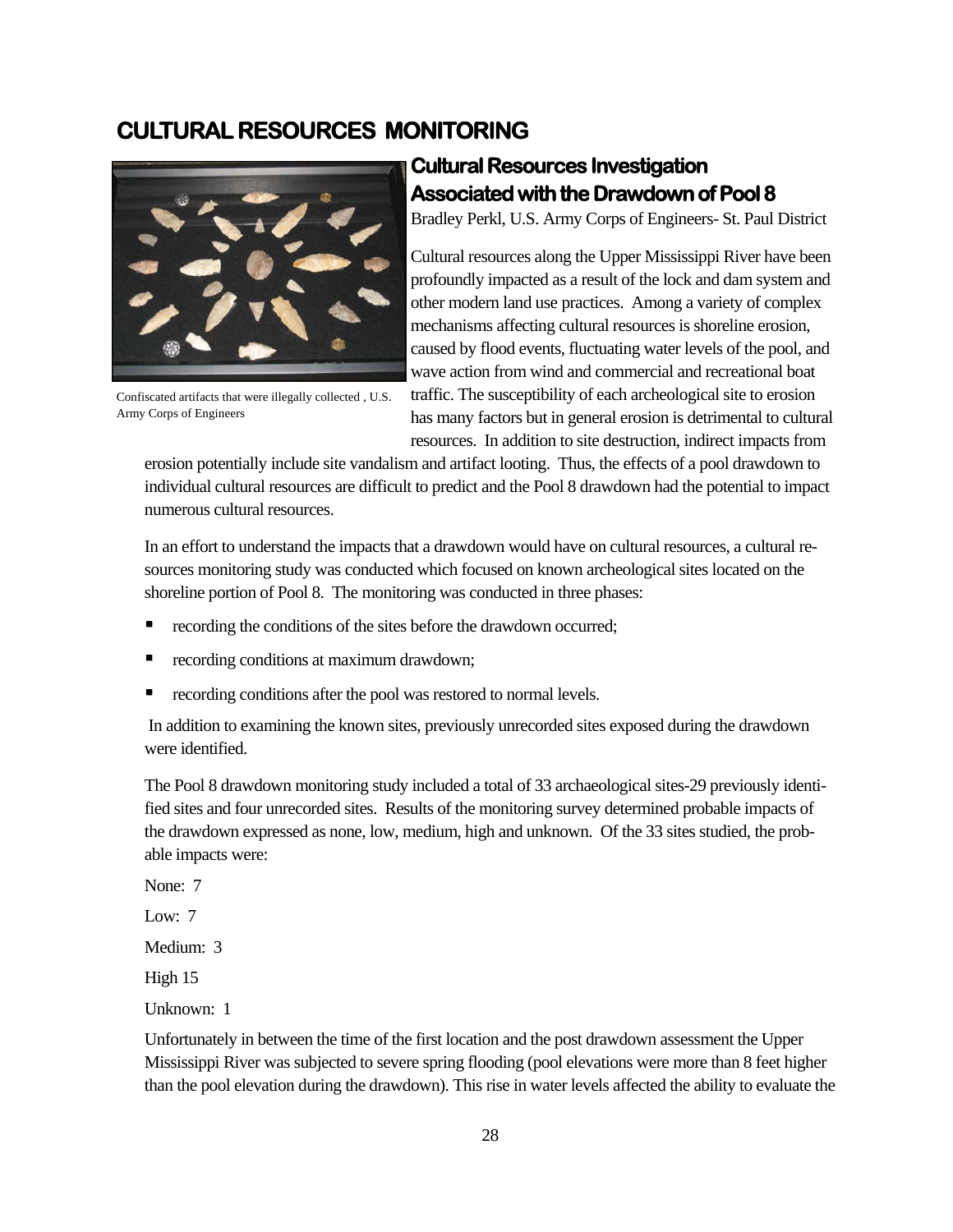# CULTURAL RESOURCES MONITORING

Confiscated artifacts that were illegally collected , U.S. Army Corps of Engineers

## Cultural Resources Investigation Associated with the Drawdown of Pool 8

Bradley Perkl, U.S. Army Corps of Engineers- St. Paul District

Cultural resources along the Upper Mississippi River have been profoundly impacted as a result of the lock and dam system and other modern land use practices. Among a variety of complex mechanisms affecting cultural resources is shoreline erosion, caused by flood events, fluctuating water levels of the pool, and wave action from wind and commercial and recreational boat traffic. The susceptibility of each archeological site to erosion has many factors but in general erosion is detrimental to cultural resources. In addition to site destruction, indirect impacts from erosion potentially include site vandalism and artifact looting. Thus, the effects of a pool drawdown to individual cultural resources are difficult to predict and the Pool 8 drawdown had the potential to impact numerous cultural resources.

In an effort to understand the impacts that a drawdown would have on cultural resources, a cultural resources monitoring study was conducted which focused on known archeological sites located on the shoreline portion of Pool 8. The monitoring was conducted in three phases:

- recording the conditions of the sites before the drawdown occurred;
- recording conditions at maximum drawdown;
- recording conditions after the pool was restored to normal levels.

In addition to examining the known sites, previously unrecorded sites exposed during the drawdown were identified.

The Pool 8 drawdown monitoring study included a total of 33 archaeological sites-29 previously identified sites and four unrecorded sites. Results of the monitoring survey determined probable impacts of the drawdown expressed as none, low, medium, high and unknown. Of the 33 sites studied, the probable impacts were:

None: 7

Low: 7

Medium: 3

High 15

Unknown: 1

Unfortunately in between the time of the first location and the post drawdown assessment the Upper Mississippi River was subjected to severe spring flooding (pool elevations were more than 8 feet higher than the pool elevation during the drawdown). This rise in water levels affected the ability to evaluate the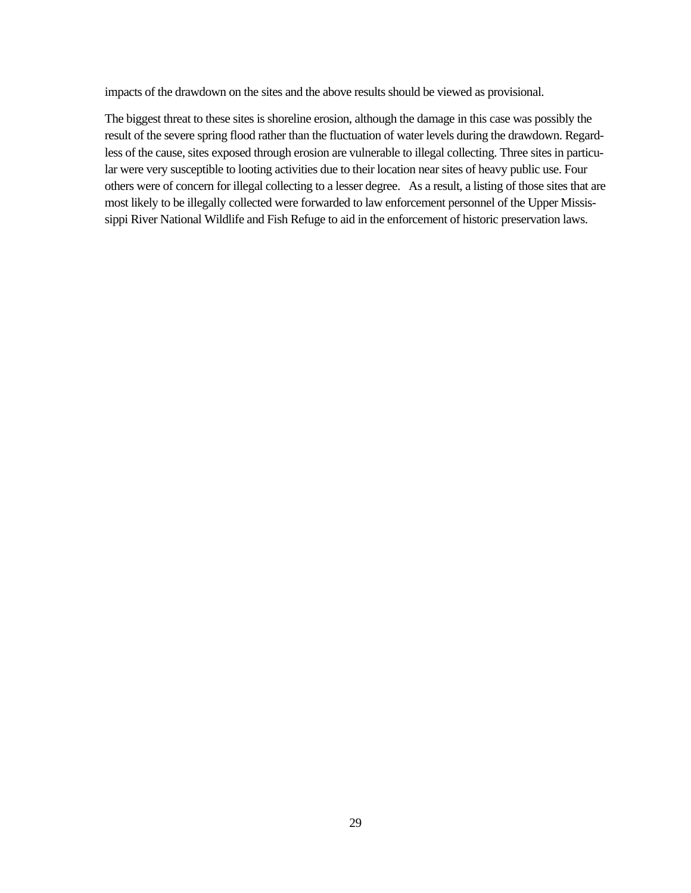impacts of the drawdown on the sites and the above results should be viewed as provisional.

The biggest threat to these sites is shoreline erosion, although the damage in this case was possibly the result of the severe spring flood rather than the fluctuation of water levels during the drawdown. Regardless of the cause, sites exposed through erosion are vulnerable to illegal collecting. Three sites in particular were very susceptible to looting activities due to their location near sites of heavy public use. Four others were of concern for illegal collecting to a lesser degree. As a result, a listing of those sites that are most likely to be illegally collected were forwarded to law enforcement personnel of the Upper Mississippi River National Wildlife and Fish Refuge to aid in the enforcement of historic preservation laws.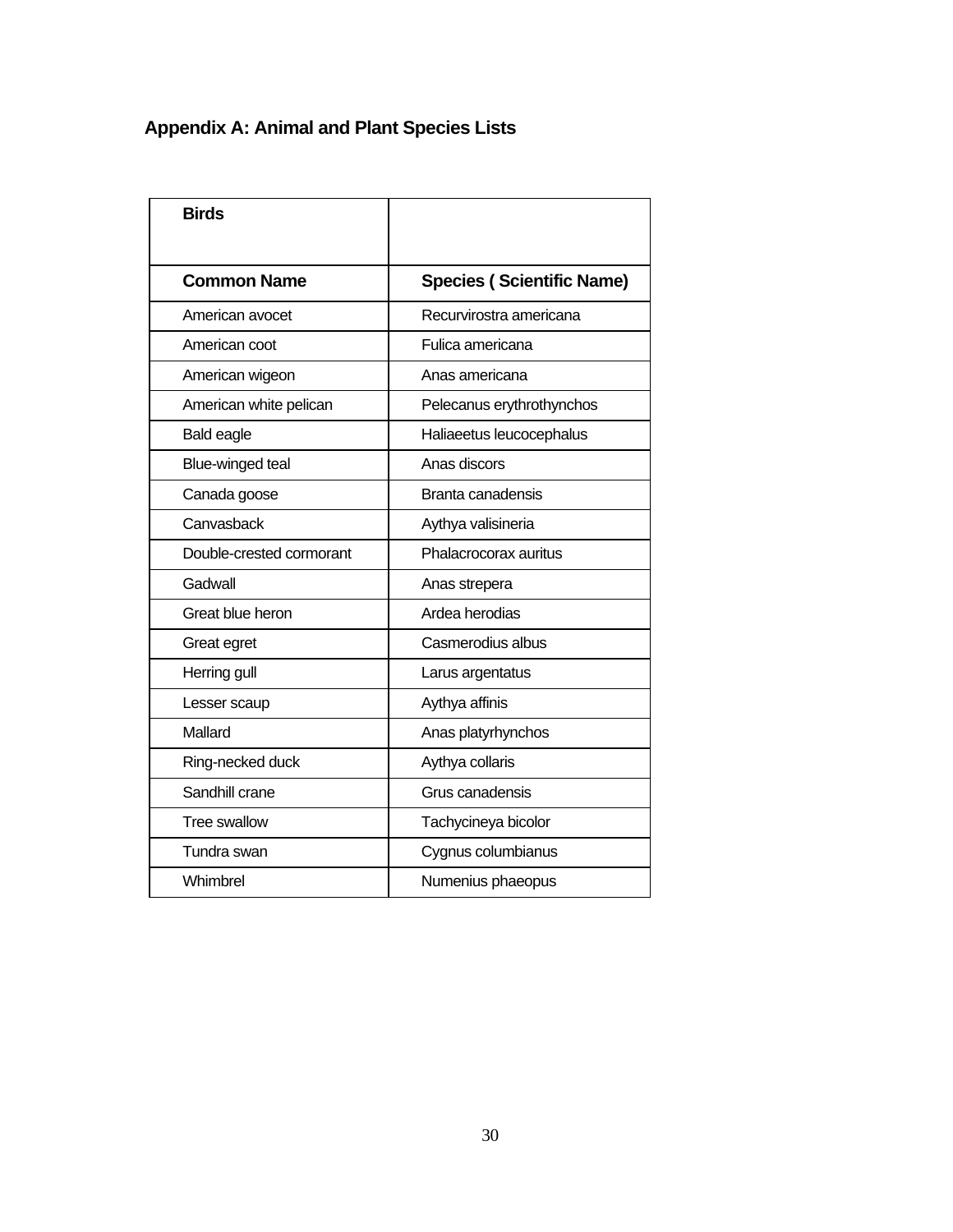## Appendix A: Animal and Plant Species Lists

| **Birds** | |
|---|---|
| **Common Name** | **Species ( Scientific Name)** |
| American avocet | Recurvirostra americana |
| American coot | Fulica americana |
| American wigeon | Anas americana |
| American white pelican | Pelecanus erythrothynchos |
| Bald eagle | Haliaeetus leucocephalus |
| Blue-winged teal | Anas discors |
| Canada goose | Branta canadensis |
| Canvasback | Aythya valisineria |
| Double-crested cormorant | Phalacrocorax auritus |
| Gadwall | Anas strepera |
| Great blue heron | Ardea herodias |
| Great egret | Casmerodius albus |
| Herring gull | Larus argentatus |
| Lesser scaup | Aythya affinis |
| Mallard | Anas platyrhynchos |
| Ring-necked duck | Aythya collaris |
| Sandhill crane | Grus canadensis |
| Tree swallow | Tachycineya bicolor |
| Tundra swan | Cygnus columbianus |
| Whimbrel | Numenius phaeopus |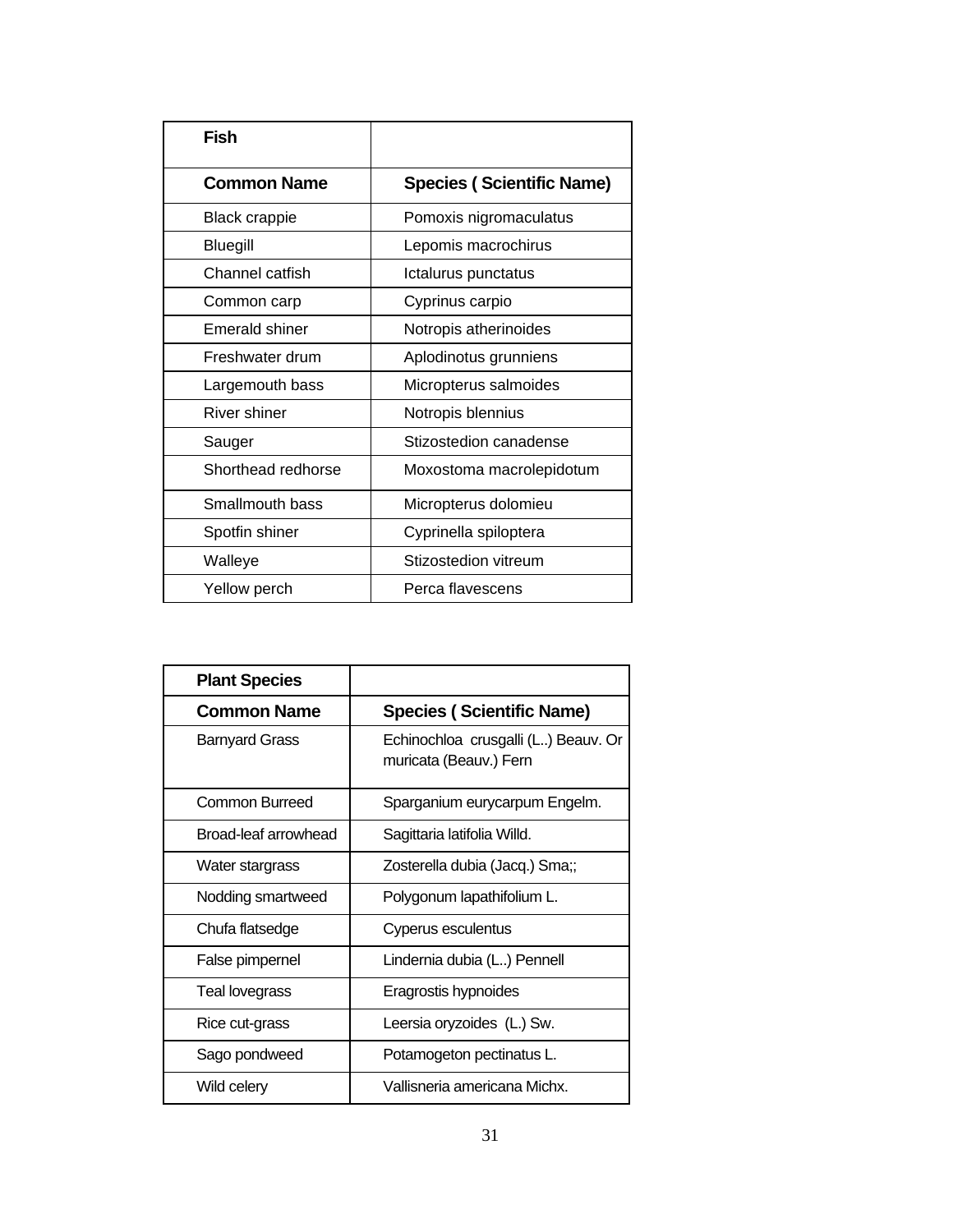| Fish | |
|---|---|
| **Common Name** | **Species ( Scientific Name)** |
| Black crappie | Pomoxis nigromaculatus |
| Bluegill | Lepomis macrochirus |
| Channel catfish | Ictalurus punctatus |
| Common carp | Cyprinus carpio |
| Emerald shiner | Notropis atherinoides |
| Freshwater drum | Aplodinotus grunniens |
| Largemouth bass | Micropterus salmoides |
| River shiner | Notropis blennius |
| Sauger | Stizostedion canadense |
| Shorthead redhorse | Moxostoma macrolepidotum |
| Smallmouth bass | Micropterus dolomieu |
| Spotfin shiner | Cyprinella spiloptera |
| Walleye | Stizostedion vitreum |
| Yellow perch | Perca flavescens |

| Plant Species | |
|---|---|
| **Common Name** | **Species ( Scientific Name)** |
| Barnyard Grass | Echinochloa crusgalli (L..) Beauv. Or muricata (Beauv.) Fern |
| Common Burreed | Sparganium eurycarpum Engelm. |
| Broad-leaf arrowhead | Sagittaria latifolia Willd. |
| Water stargrass | Zosterella dubia (Jacq.) Sma;; |
| Nodding smartweed | Polygonum lapathifolium L. |
| Chufa flatsedge | Cyperus esculentus |
| False pimpernel | Lindernia dubia (L..) Pennell |
| Teal lovegrass | Eragrostis hypnoides |
| Rice cut-grass | Leersia oryzoides (L.) Sw. |
| Sago pondweed | Potamogeton pectinatus L. |
| Wild celery | Vallisneria americana Michx. |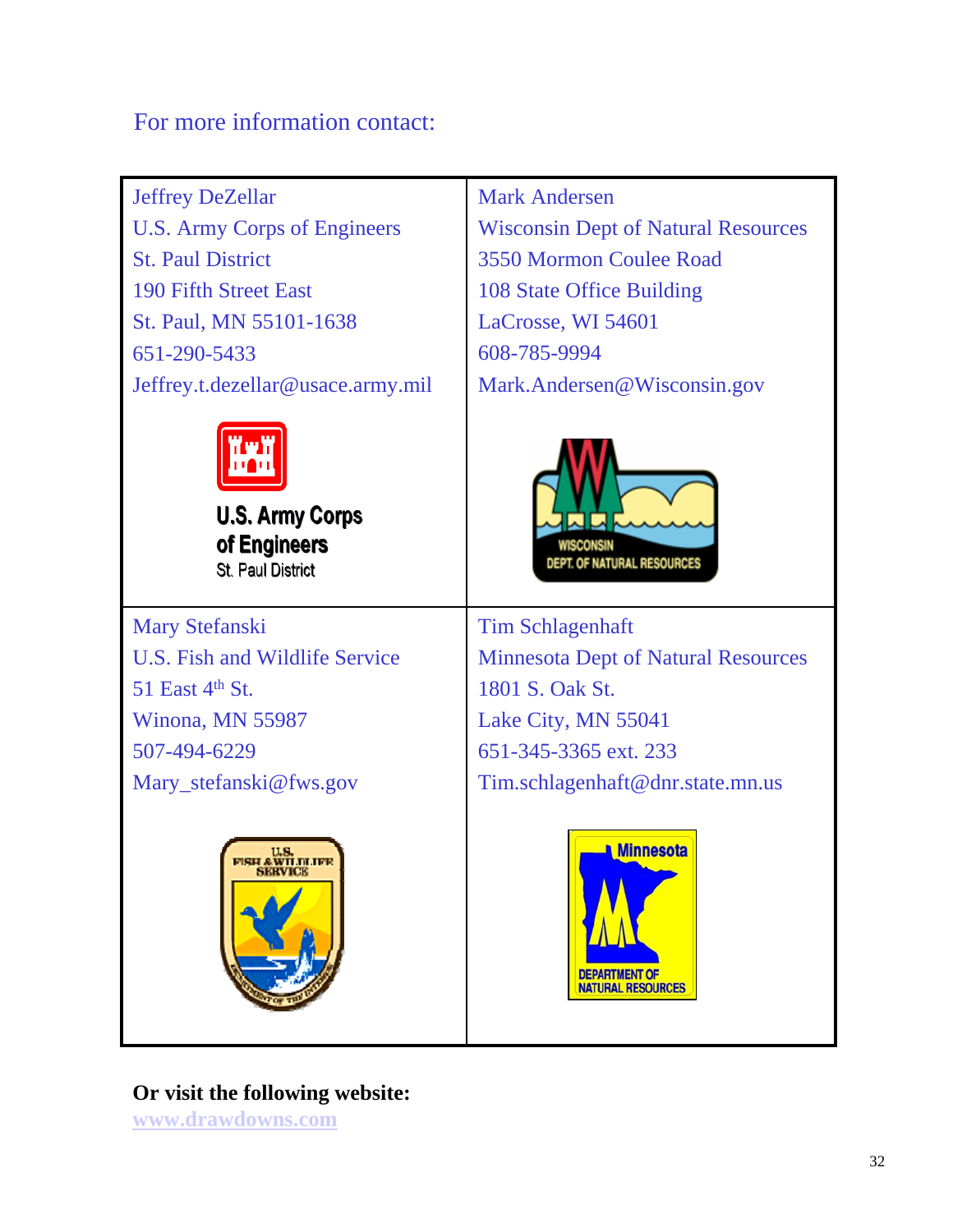For more information contact:

| | |
|---|---|
| Jeffrey DeZellar<br>U.S. Army Corps of Engineers<br>St. Paul District<br>190 Fifth Street East<br>St. Paul, MN 55101-1638<br>651-290-5433<br>Jeffrey.t.dezellar@usace.army.mil | Mark Andersen<br>Wisconsin Dept of Natural Resources<br>3550 Mormon Coulee Road<br>108 State Office Building<br>LaCrosse, WI 54601<br>608-785-9994<br>Mark.Andersen@Wisconsin.gov |
| U.S. Army Corps of Engineers St. Paul District | WISCONSIN DEPT. OF NATURAL RESOURCES |
| Mary Stefanski<br>U.S. Fish and Wildlife Service<br>51 East 4th St.<br>Winona, MN 55987<br>507-494-6229<br>Mary_stefanski@fws.gov | Tim Schlagenhaft<br>Minnesota Dept of Natural Resources<br>1801 S. Oak St.<br>Lake City, MN 55041<br>651-345-3365 ext. 233<br>Tim.schlagenhaft@dnr.state.mn.us |
| U.S. FISH & WILDLIFE SERVICE | Minnesota DEPARTMENT OF NATURAL RESOURCES |

**Or visit the following website:**
www.drawdowns.com